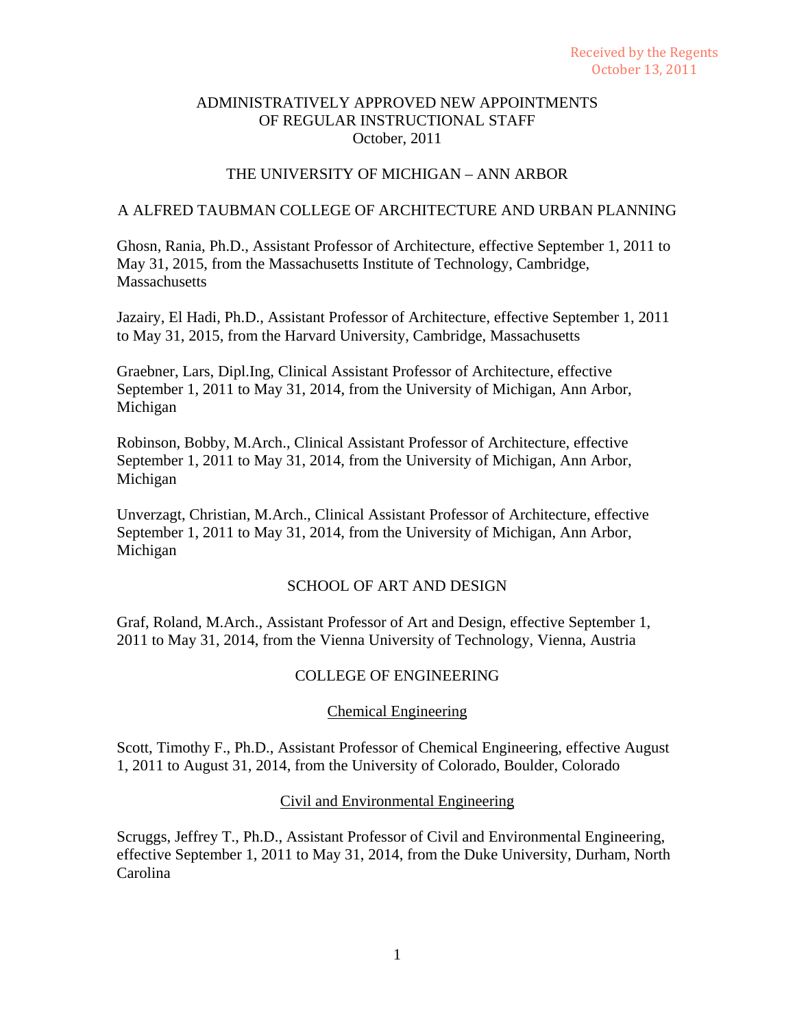Received by the Regents
October 13, 2011

# ADMINISTRATIVELY APPROVED NEW APPOINTMENTS OF REGULAR INSTRUCTIONAL STAFF
October, 2011

## THE UNIVERSITY OF MICHIGAN – ANN ARBOR

### A ALFRED TAUBMAN COLLEGE OF ARCHITECTURE AND URBAN PLANNING

Ghosn, Rania, Ph.D., Assistant Professor of Architecture, effective September 1, 2011 to May 31, 2015, from the Massachusetts Institute of Technology, Cambridge, Massachusetts

Jazairy, El Hadi, Ph.D., Assistant Professor of Architecture, effective September 1, 2011 to May 31, 2015, from the Harvard University, Cambridge, Massachusetts

Graebner, Lars, Dipl.Ing, Clinical Assistant Professor of Architecture, effective September 1, 2011 to May 31, 2014, from the University of Michigan, Ann Arbor, Michigan

Robinson, Bobby, M.Arch., Clinical Assistant Professor of Architecture, effective September 1, 2011 to May 31, 2014, from the University of Michigan, Ann Arbor, Michigan

Unverzagt, Christian, M.Arch., Clinical Assistant Professor of Architecture, effective September 1, 2011 to May 31, 2014, from the University of Michigan, Ann Arbor, Michigan

### SCHOOL OF ART AND DESIGN

Graf, Roland, M.Arch., Assistant Professor of Art and Design, effective September 1, 2011 to May 31, 2014, from the Vienna University of Technology, Vienna, Austria

### COLLEGE OF ENGINEERING

#### Chemical Engineering

Scott, Timothy F., Ph.D., Assistant Professor of Chemical Engineering, effective August 1, 2011 to August 31, 2014, from the University of Colorado, Boulder, Colorado

#### Civil and Environmental Engineering

Scruggs, Jeffrey T., Ph.D., Assistant Professor of Civil and Environmental Engineering, effective September 1, 2011 to May 31, 2014, from the Duke University, Durham, North Carolina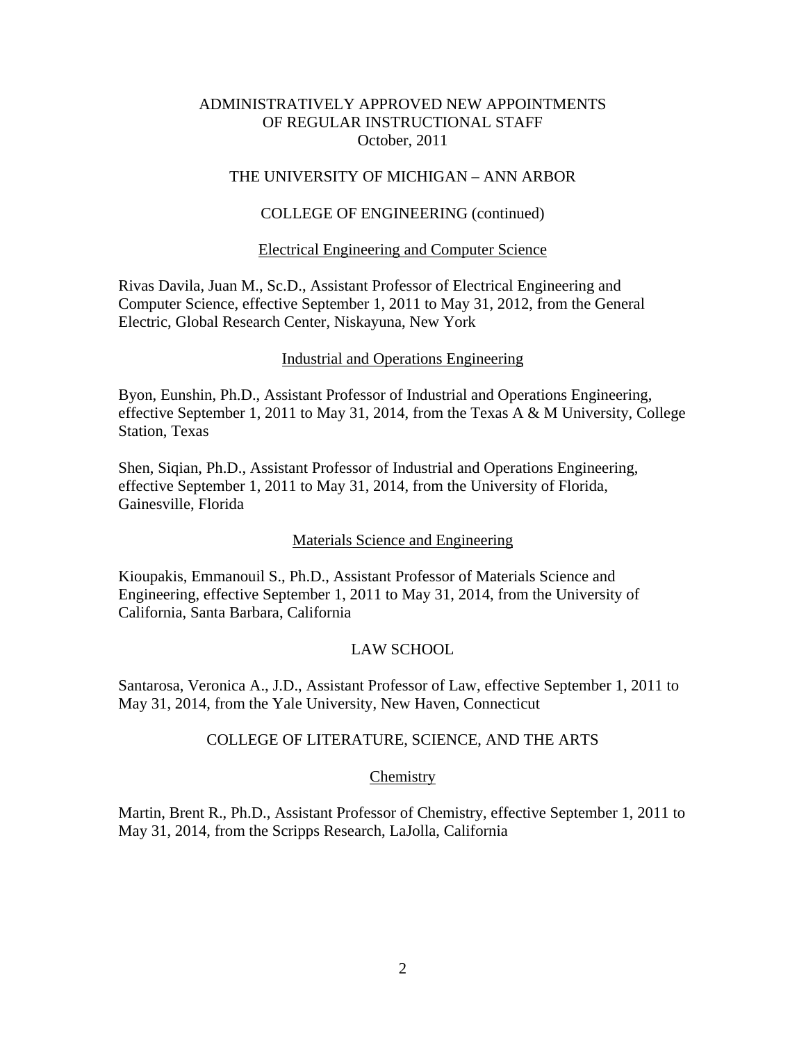ADMINISTRATIVELY APPROVED NEW APPOINTMENTS
OF REGULAR INSTRUCTIONAL STAFF
October, 2011

THE UNIVERSITY OF MICHIGAN – ANN ARBOR

## COLLEGE OF ENGINEERING (continued)

### Electrical Engineering and Computer Science

Rivas Davila, Juan M., Sc.D., Assistant Professor of Electrical Engineering and Computer Science, effective September 1, 2011 to May 31, 2012, from the General Electric, Global Research Center, Niskayuna, New York

### Industrial and Operations Engineering

Byon, Eunshin, Ph.D., Assistant Professor of Industrial and Operations Engineering, effective September 1, 2011 to May 31, 2014, from the Texas A & M University, College Station, Texas

Shen, Siqian, Ph.D., Assistant Professor of Industrial and Operations Engineering, effective September 1, 2011 to May 31, 2014, from the University of Florida, Gainesville, Florida

### Materials Science and Engineering

Kioupakis, Emmanouil S., Ph.D., Assistant Professor of Materials Science and Engineering, effective September 1, 2011 to May 31, 2014, from the University of California, Santa Barbara, California

## LAW SCHOOL

Santarosa, Veronica A., J.D., Assistant Professor of Law, effective September 1, 2011 to May 31, 2014, from the Yale University, New Haven, Connecticut

## COLLEGE OF LITERATURE, SCIENCE, AND THE ARTS

### Chemistry

Martin, Brent R., Ph.D., Assistant Professor of Chemistry, effective September 1, 2011 to May 31, 2014, from the Scripps Research, LaJolla, California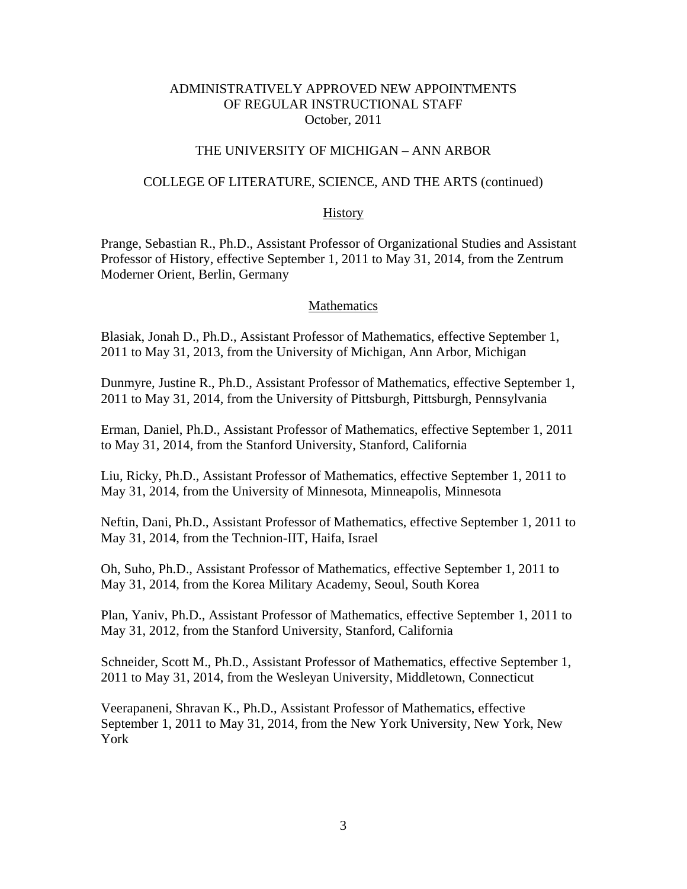ADMINISTRATIVELY APPROVED NEW APPOINTMENTS
OF REGULAR INSTRUCTIONAL STAFF
October, 2011

THE UNIVERSITY OF MICHIGAN – ANN ARBOR

COLLEGE OF LITERATURE, SCIENCE, AND THE ARTS (continued)

## History

Prange, Sebastian R., Ph.D., Assistant Professor of Organizational Studies and Assistant Professor of History, effective September 1, 2011 to May 31, 2014, from the Zentrum Moderner Orient, Berlin, Germany

## Mathematics

Blasiak, Jonah D., Ph.D., Assistant Professor of Mathematics, effective September 1, 2011 to May 31, 2013, from the University of Michigan, Ann Arbor, Michigan

Dunmyre, Justine R., Ph.D., Assistant Professor of Mathematics, effective September 1, 2011 to May 31, 2014, from the University of Pittsburgh, Pittsburgh, Pennsylvania

Erman, Daniel, Ph.D., Assistant Professor of Mathematics, effective September 1, 2011 to May 31, 2014, from the Stanford University, Stanford, California

Liu, Ricky, Ph.D., Assistant Professor of Mathematics, effective September 1, 2011 to May 31, 2014, from the University of Minnesota, Minneapolis, Minnesota

Neftin, Dani, Ph.D., Assistant Professor of Mathematics, effective September 1, 2011 to May 31, 2014, from the Technion-IIT, Haifa, Israel

Oh, Suho, Ph.D., Assistant Professor of Mathematics, effective September 1, 2011 to May 31, 2014, from the Korea Military Academy, Seoul, South Korea

Plan, Yaniv, Ph.D., Assistant Professor of Mathematics, effective September 1, 2011 to May 31, 2012, from the Stanford University, Stanford, California

Schneider, Scott M., Ph.D., Assistant Professor of Mathematics, effective September 1, 2011 to May 31, 2014, from the Wesleyan University, Middletown, Connecticut

Veerapaneni, Shravan K., Ph.D., Assistant Professor of Mathematics, effective September 1, 2011 to May 31, 2014, from the New York University, New York, New York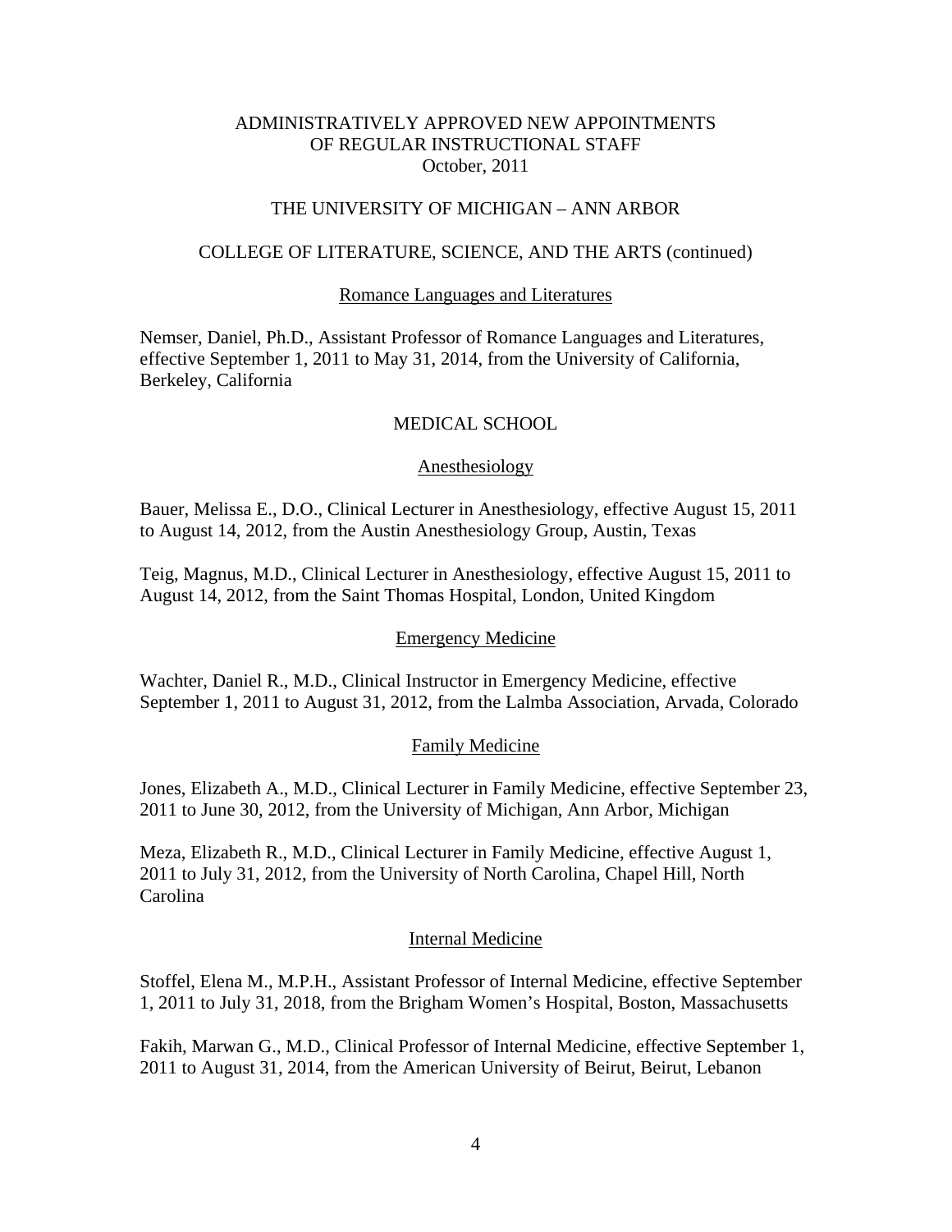ADMINISTRATIVELY APPROVED NEW APPOINTMENTS
OF REGULAR INSTRUCTIONAL STAFF
October, 2011

THE UNIVERSITY OF MICHIGAN – ANN ARBOR

COLLEGE OF LITERATURE, SCIENCE, AND THE ARTS (continued)

<u>Romance Languages and Literatures</u>

Nemser, Daniel, Ph.D., Assistant Professor of Romance Languages and Literatures, effective September 1, 2011 to May 31, 2014, from the University of California, Berkeley, California

MEDICAL SCHOOL

<u>Anesthesiology</u>

Bauer, Melissa E., D.O., Clinical Lecturer in Anesthesiology, effective August 15, 2011 to August 14, 2012, from the Austin Anesthesiology Group, Austin, Texas

Teig, Magnus, M.D., Clinical Lecturer in Anesthesiology, effective August 15, 2011 to August 14, 2012, from the Saint Thomas Hospital, London, United Kingdom

<u>Emergency Medicine</u>

Wachter, Daniel R., M.D., Clinical Instructor in Emergency Medicine, effective September 1, 2011 to August 31, 2012, from the Lalmba Association, Arvada, Colorado

<u>Family Medicine</u>

Jones, Elizabeth A., M.D., Clinical Lecturer in Family Medicine, effective September 23, 2011 to June 30, 2012, from the University of Michigan, Ann Arbor, Michigan

Meza, Elizabeth R., M.D., Clinical Lecturer in Family Medicine, effective August 1, 2011 to July 31, 2012, from the University of North Carolina, Chapel Hill, North Carolina

<u>Internal Medicine</u>

Stoffel, Elena M., M.P.H., Assistant Professor of Internal Medicine, effective September 1, 2011 to July 31, 2018, from the Brigham Women's Hospital, Boston, Massachusetts

Fakih, Marwan G., M.D., Clinical Professor of Internal Medicine, effective September 1, 2011 to August 31, 2014, from the American University of Beirut, Beirut, Lebanon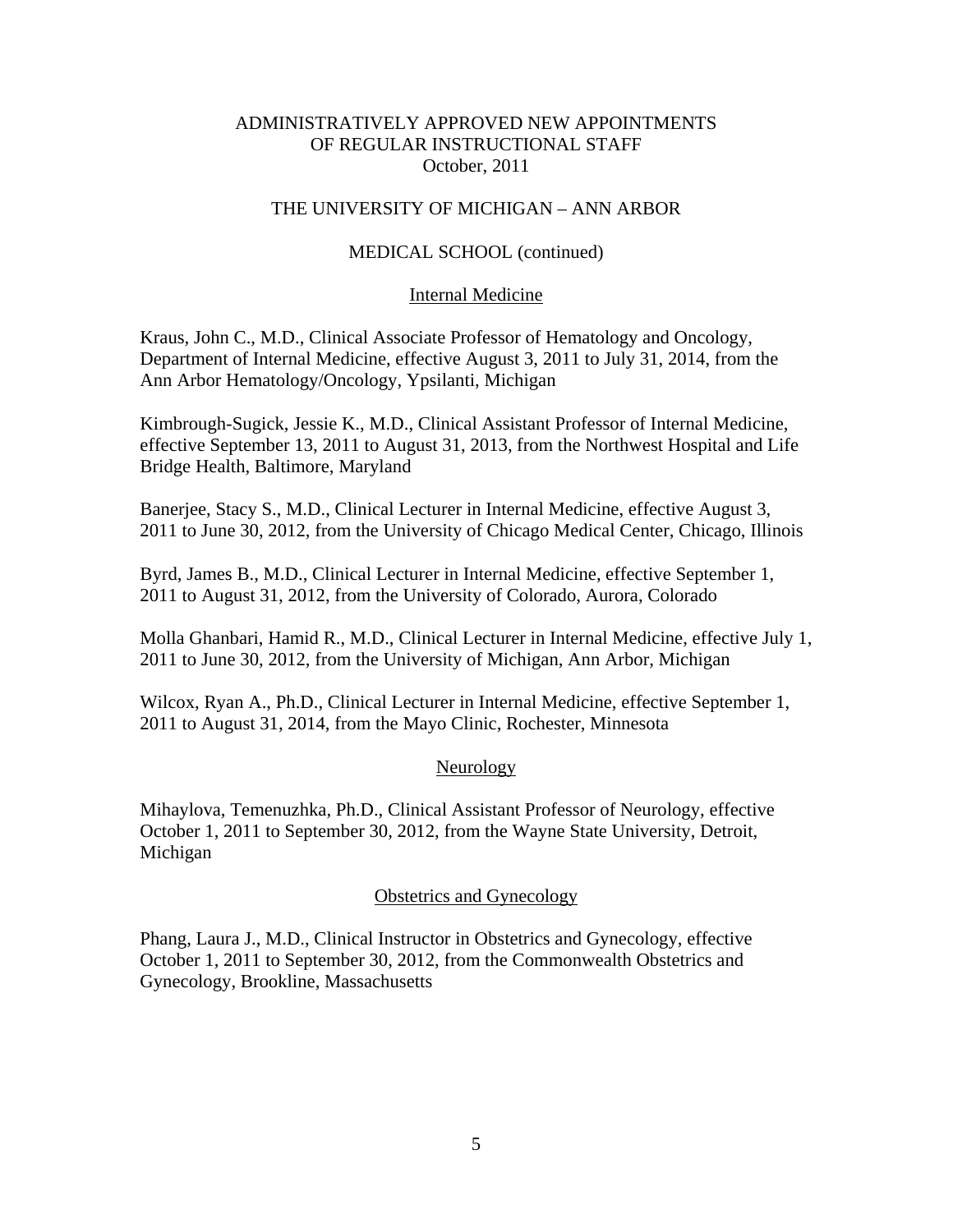ADMINISTRATIVELY APPROVED NEW APPOINTMENTS
OF REGULAR INSTRUCTIONAL STAFF
October, 2011

THE UNIVERSITY OF MICHIGAN – ANN ARBOR

MEDICAL SCHOOL (continued)

## Internal Medicine

Kraus, John C., M.D., Clinical Associate Professor of Hematology and Oncology, Department of Internal Medicine, effective August 3, 2011 to July 31, 2014, from the Ann Arbor Hematology/Oncology, Ypsilanti, Michigan

Kimbrough-Sugick, Jessie K., M.D., Clinical Assistant Professor of Internal Medicine, effective September 13, 2011 to August 31, 2013, from the Northwest Hospital and Life Bridge Health, Baltimore, Maryland

Banerjee, Stacy S., M.D., Clinical Lecturer in Internal Medicine, effective August 3, 2011 to June 30, 2012, from the University of Chicago Medical Center, Chicago, Illinois

Byrd, James B., M.D., Clinical Lecturer in Internal Medicine, effective September 1, 2011 to August 31, 2012, from the University of Colorado, Aurora, Colorado

Molla Ghanbari, Hamid R., M.D., Clinical Lecturer in Internal Medicine, effective July 1, 2011 to June 30, 2012, from the University of Michigan, Ann Arbor, Michigan

Wilcox, Ryan A., Ph.D., Clinical Lecturer in Internal Medicine, effective September 1, 2011 to August 31, 2014, from the Mayo Clinic, Rochester, Minnesota

## Neurology

Mihaylova, Temenuzhka, Ph.D., Clinical Assistant Professor of Neurology, effective October 1, 2011 to September 30, 2012, from the Wayne State University, Detroit, Michigan

## Obstetrics and Gynecology

Phang, Laura J., M.D., Clinical Instructor in Obstetrics and Gynecology, effective October 1, 2011 to September 30, 2012, from the Commonwealth Obstetrics and Gynecology, Brookline, Massachusetts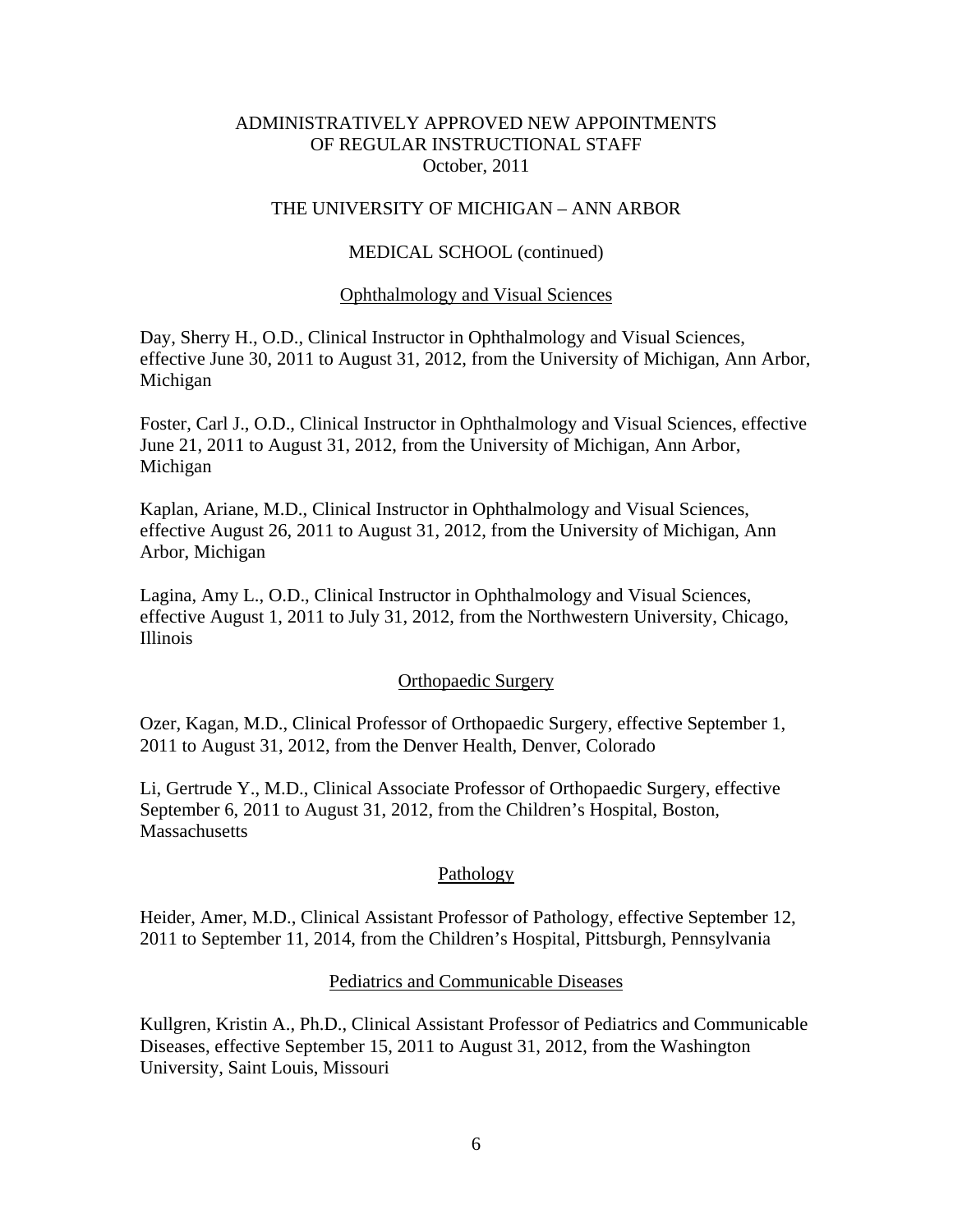ADMINISTRATIVELY APPROVED NEW APPOINTMENTS
OF REGULAR INSTRUCTIONAL STAFF
October, 2011

THE UNIVERSITY OF MICHIGAN – ANN ARBOR

MEDICAL SCHOOL (continued)

## Ophthalmology and Visual Sciences

Day, Sherry H., O.D., Clinical Instructor in Ophthalmology and Visual Sciences, effective June 30, 2011 to August 31, 2012, from the University of Michigan, Ann Arbor, Michigan

Foster, Carl J., O.D., Clinical Instructor in Ophthalmology and Visual Sciences, effective June 21, 2011 to August 31, 2012, from the University of Michigan, Ann Arbor, Michigan

Kaplan, Ariane, M.D., Clinical Instructor in Ophthalmology and Visual Sciences, effective August 26, 2011 to August 31, 2012, from the University of Michigan, Ann Arbor, Michigan

Lagina, Amy L., O.D., Clinical Instructor in Ophthalmology and Visual Sciences, effective August 1, 2011 to July 31, 2012, from the Northwestern University, Chicago, Illinois

## Orthopaedic Surgery

Ozer, Kagan, M.D., Clinical Professor of Orthopaedic Surgery, effective September 1, 2011 to August 31, 2012, from the Denver Health, Denver, Colorado

Li, Gertrude Y., M.D., Clinical Associate Professor of Orthopaedic Surgery, effective September 6, 2011 to August 31, 2012, from the Children's Hospital, Boston, Massachusetts

## Pathology

Heider, Amer, M.D., Clinical Assistant Professor of Pathology, effective September 12, 2011 to September 11, 2014, from the Children's Hospital, Pittsburgh, Pennsylvania

## Pediatrics and Communicable Diseases

Kullgren, Kristin A., Ph.D., Clinical Assistant Professor of Pediatrics and Communicable Diseases, effective September 15, 2011 to August 31, 2012, from the Washington University, Saint Louis, Missouri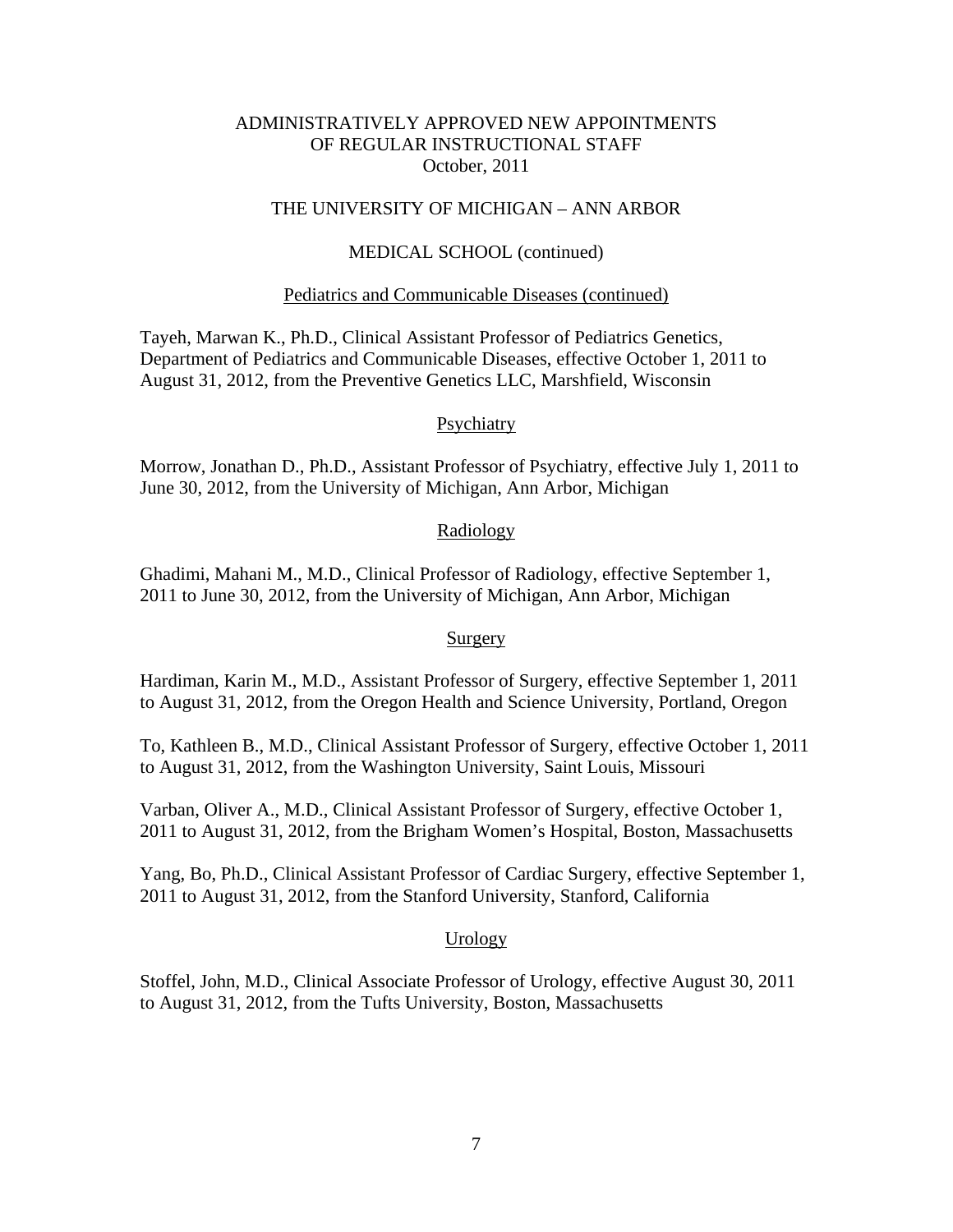ADMINISTRATIVELY APPROVED NEW APPOINTMENTS
OF REGULAR INSTRUCTIONAL STAFF
October, 2011

THE UNIVERSITY OF MICHIGAN – ANN ARBOR

MEDICAL SCHOOL (continued)

Pediatrics and Communicable Diseases (continued)

Tayeh, Marwan K., Ph.D., Clinical Assistant Professor of Pediatrics Genetics, Department of Pediatrics and Communicable Diseases, effective October 1, 2011 to August 31, 2012, from the Preventive Genetics LLC, Marshfield, Wisconsin

Psychiatry

Morrow, Jonathan D., Ph.D., Assistant Professor of Psychiatry, effective July 1, 2011 to June 30, 2012, from the University of Michigan, Ann Arbor, Michigan

Radiology

Ghadimi, Mahani M., M.D., Clinical Professor of Radiology, effective September 1, 2011 to June 30, 2012, from the University of Michigan, Ann Arbor, Michigan

Surgery

Hardiman, Karin M., M.D., Assistant Professor of Surgery, effective September 1, 2011 to August 31, 2012, from the Oregon Health and Science University, Portland, Oregon

To, Kathleen B., M.D., Clinical Assistant Professor of Surgery, effective October 1, 2011 to August 31, 2012, from the Washington University, Saint Louis, Missouri

Varban, Oliver A., M.D., Clinical Assistant Professor of Surgery, effective October 1, 2011 to August 31, 2012, from the Brigham Women's Hospital, Boston, Massachusetts

Yang, Bo, Ph.D., Clinical Assistant Professor of Cardiac Surgery, effective September 1, 2011 to August 31, 2012, from the Stanford University, Stanford, California

Urology

Stoffel, John, M.D., Clinical Associate Professor of Urology, effective August 30, 2011 to August 31, 2012, from the Tufts University, Boston, Massachusetts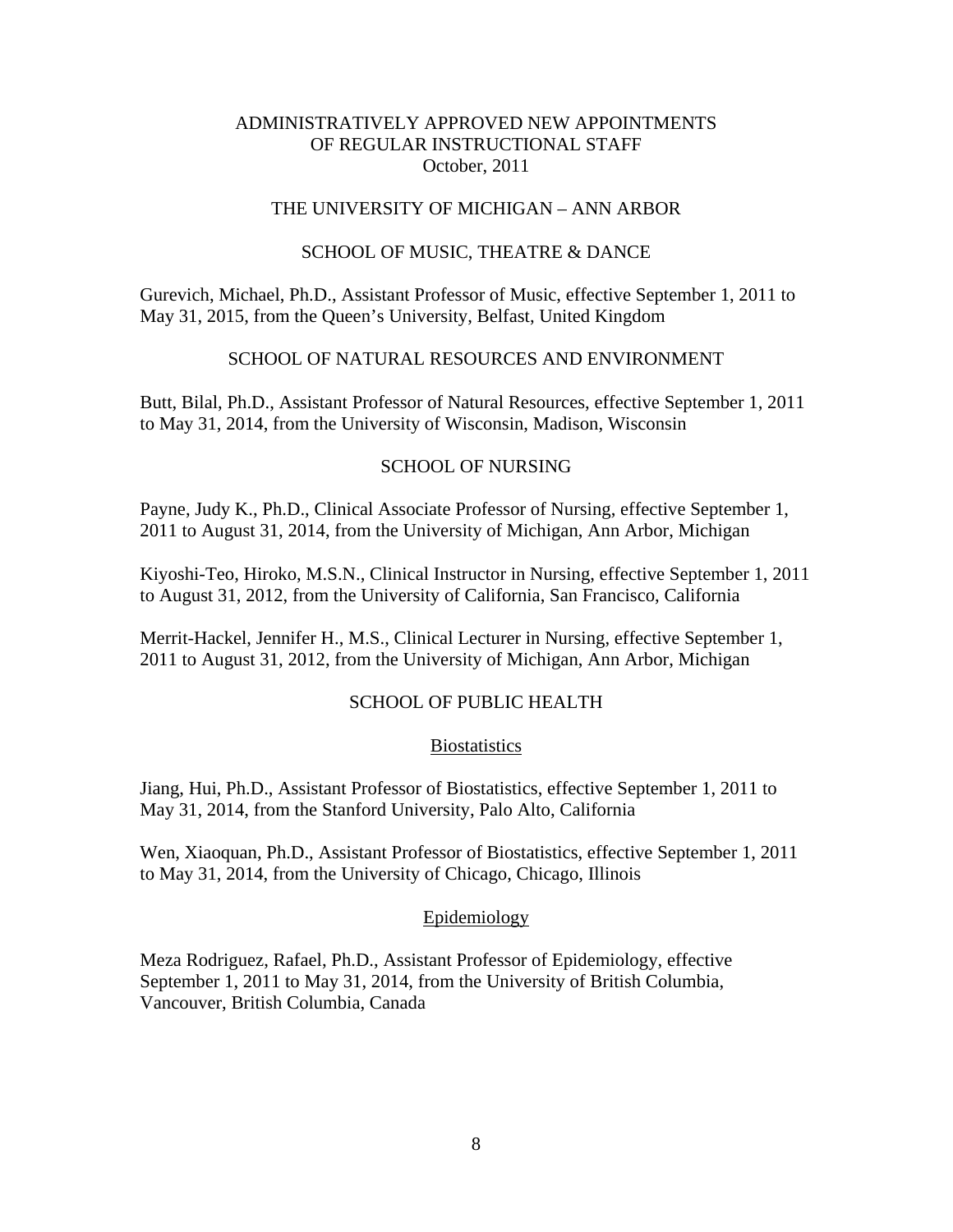# ADMINISTRATIVELY APPROVED NEW APPOINTMENTS OF REGULAR INSTRUCTIONAL STAFF
October, 2011

## THE UNIVERSITY OF MICHIGAN – ANN ARBOR

### SCHOOL OF MUSIC, THEATRE & DANCE

Gurevich, Michael, Ph.D., Assistant Professor of Music, effective September 1, 2011 to May 31, 2015, from the Queen's University, Belfast, United Kingdom

### SCHOOL OF NATURAL RESOURCES AND ENVIRONMENT

Butt, Bilal, Ph.D., Assistant Professor of Natural Resources, effective September 1, 2011 to May 31, 2014, from the University of Wisconsin, Madison, Wisconsin

### SCHOOL OF NURSING

Payne, Judy K., Ph.D., Clinical Associate Professor of Nursing, effective September 1, 2011 to August 31, 2014, from the University of Michigan, Ann Arbor, Michigan

Kiyoshi-Teo, Hiroko, M.S.N., Clinical Instructor in Nursing, effective September 1, 2011 to August 31, 2012, from the University of California, San Francisco, California

Merrit-Hackel, Jennifer H., M.S., Clinical Lecturer in Nursing, effective September 1, 2011 to August 31, 2012, from the University of Michigan, Ann Arbor, Michigan

### SCHOOL OF PUBLIC HEALTH

#### Biostatistics

Jiang, Hui, Ph.D., Assistant Professor of Biostatistics, effective September 1, 2011 to May 31, 2014, from the Stanford University, Palo Alto, California

Wen, Xiaoquan, Ph.D., Assistant Professor of Biostatistics, effective September 1, 2011 to May 31, 2014, from the University of Chicago, Chicago, Illinois

#### Epidemiology

Meza Rodriguez, Rafael, Ph.D., Assistant Professor of Epidemiology, effective September 1, 2011 to May 31, 2014, from the University of British Columbia, Vancouver, British Columbia, Canada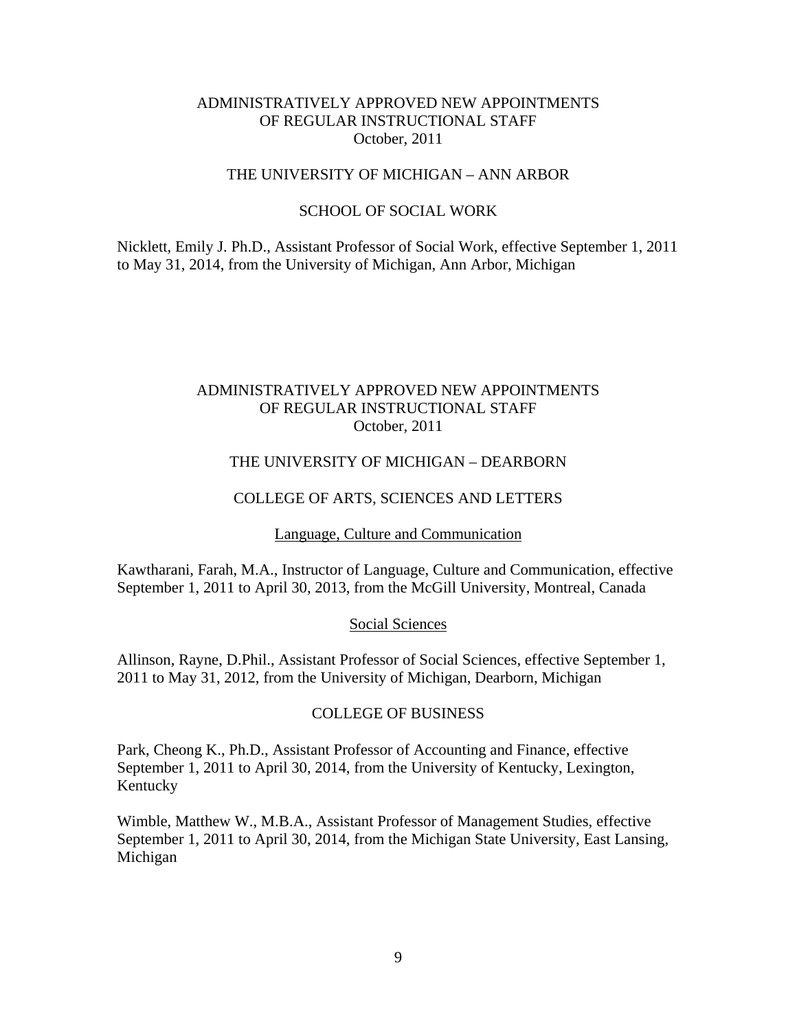## ADMINISTRATIVELY APPROVED NEW APPOINTMENTS OF REGULAR INSTRUCTIONAL STAFF
October, 2011

### THE UNIVERSITY OF MICHIGAN – ANN ARBOR

#### SCHOOL OF SOCIAL WORK

Nicklett, Emily J. Ph.D., Assistant Professor of Social Work, effective September 1, 2011 to May 31, 2014, from the University of Michigan, Ann Arbor, Michigan

## ADMINISTRATIVELY APPROVED NEW APPOINTMENTS OF REGULAR INSTRUCTIONAL STAFF
October, 2011

### THE UNIVERSITY OF MICHIGAN – DEARBORN

#### COLLEGE OF ARTS, SCIENCES AND LETTERS

Language, Culture and Communication

Kawtharani, Farah, M.A., Instructor of Language, Culture and Communication, effective September 1, 2011 to April 30, 2013, from the McGill University, Montreal, Canada

Social Sciences

Allinson, Rayne, D.Phil., Assistant Professor of Social Sciences, effective September 1, 2011 to May 31, 2012, from the University of Michigan, Dearborn, Michigan

#### COLLEGE OF BUSINESS

Park, Cheong K., Ph.D., Assistant Professor of Accounting and Finance, effective September 1, 2011 to April 30, 2014, from the University of Kentucky, Lexington, Kentucky

Wimble, Matthew W., M.B.A., Assistant Professor of Management Studies, effective September 1, 2011 to April 30, 2014, from the Michigan State University, East Lansing, Michigan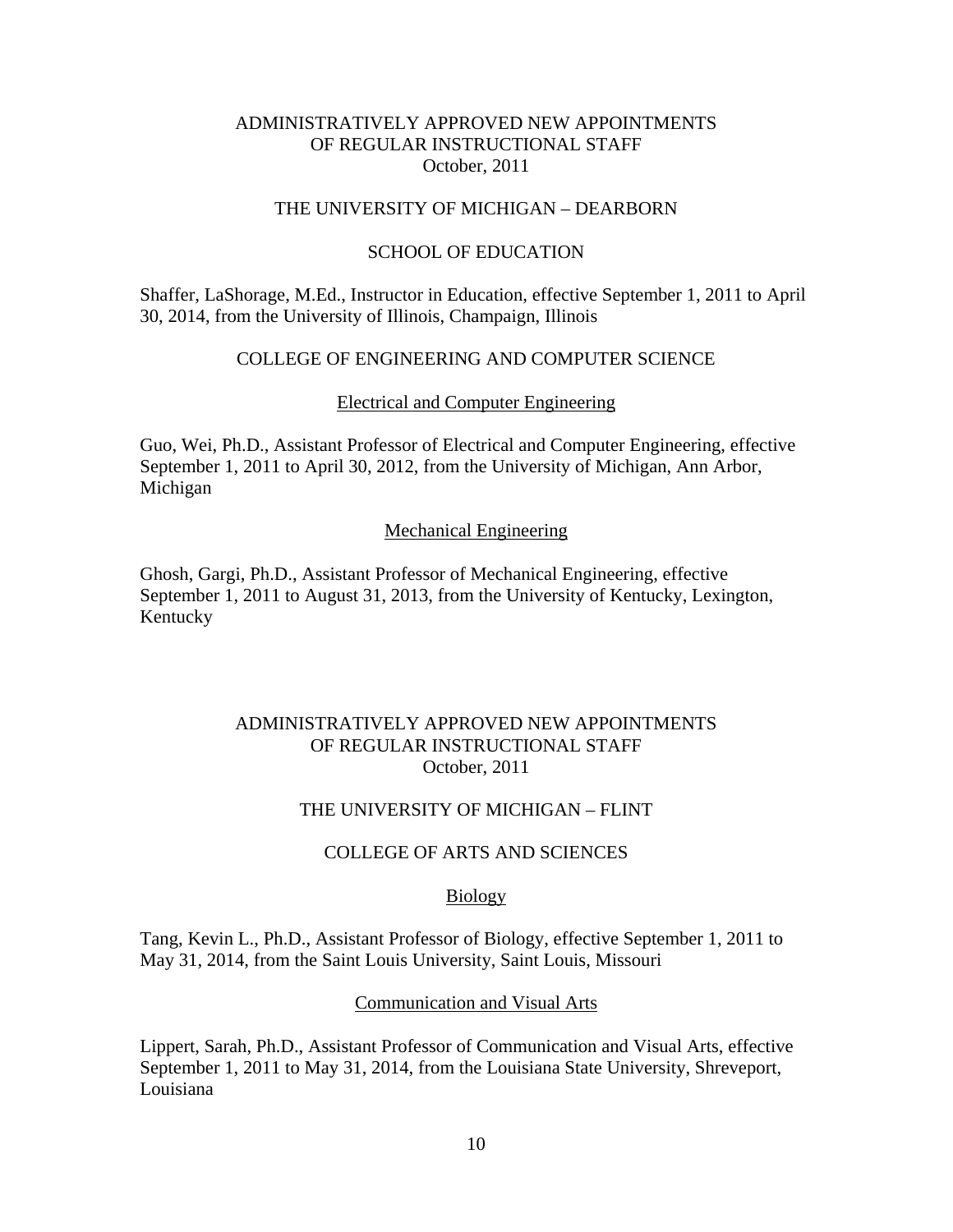# ADMINISTRATIVELY APPROVED NEW APPOINTMENTS OF REGULAR INSTRUCTIONAL STAFF
October, 2011

## THE UNIVERSITY OF MICHIGAN – DEARBORN

### SCHOOL OF EDUCATION

Shaffer, LaShorage, M.Ed., Instructor in Education, effective September 1, 2011 to April 30, 2014, from the University of Illinois, Champaign, Illinois

### COLLEGE OF ENGINEERING AND COMPUTER SCIENCE

#### Electrical and Computer Engineering

Guo, Wei, Ph.D., Assistant Professor of Electrical and Computer Engineering, effective September 1, 2011 to April 30, 2012, from the University of Michigan, Ann Arbor, Michigan

#### Mechanical Engineering

Ghosh, Gargi, Ph.D., Assistant Professor of Mechanical Engineering, effective September 1, 2011 to August 31, 2013, from the University of Kentucky, Lexington, Kentucky

# ADMINISTRATIVELY APPROVED NEW APPOINTMENTS OF REGULAR INSTRUCTIONAL STAFF
October, 2011

## THE UNIVERSITY OF MICHIGAN – FLINT

### COLLEGE OF ARTS AND SCIENCES

#### Biology

Tang, Kevin L., Ph.D., Assistant Professor of Biology, effective September 1, 2011 to May 31, 2014, from the Saint Louis University, Saint Louis, Missouri

#### Communication and Visual Arts

Lippert, Sarah, Ph.D., Assistant Professor of Communication and Visual Arts, effective September 1, 2011 to May 31, 2014, from the Louisiana State University, Shreveport, Louisiana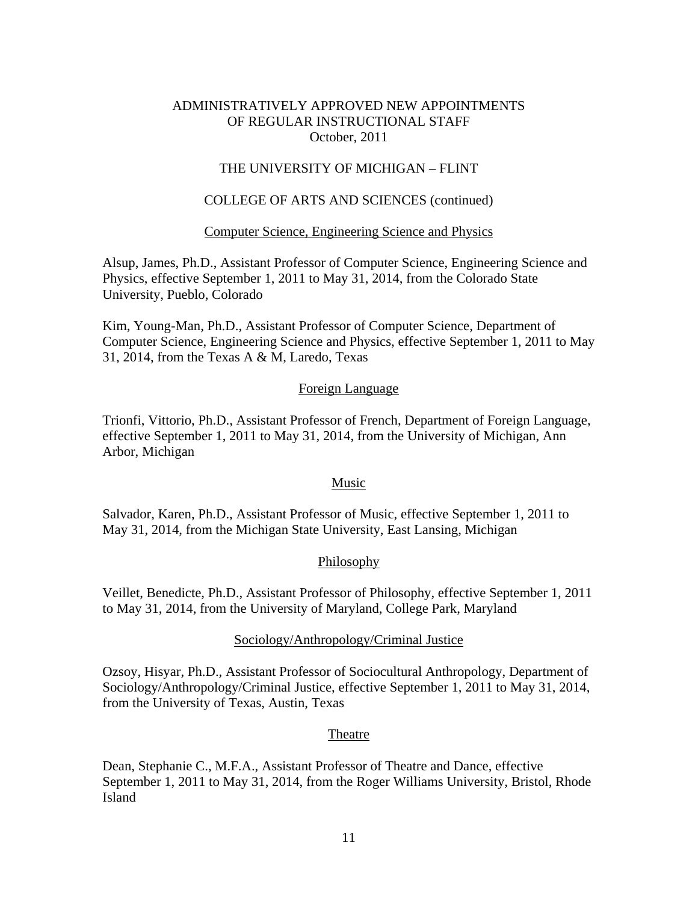ADMINISTRATIVELY APPROVED NEW APPOINTMENTS
OF REGULAR INSTRUCTIONAL STAFF
October, 2011

THE UNIVERSITY OF MICHIGAN – FLINT

COLLEGE OF ARTS AND SCIENCES (continued)

Computer Science, Engineering Science and Physics

Alsup, James, Ph.D., Assistant Professor of Computer Science, Engineering Science and Physics, effective September 1, 2011 to May 31, 2014, from the Colorado State University, Pueblo, Colorado

Kim, Young-Man, Ph.D., Assistant Professor of Computer Science, Department of Computer Science, Engineering Science and Physics, effective September 1, 2011 to May 31, 2014, from the Texas A & M, Laredo, Texas

Foreign Language

Trionfi, Vittorio, Ph.D., Assistant Professor of French, Department of Foreign Language, effective September 1, 2011 to May 31, 2014, from the University of Michigan, Ann Arbor, Michigan

Music

Salvador, Karen, Ph.D., Assistant Professor of Music, effective September 1, 2011 to May 31, 2014, from the Michigan State University, East Lansing, Michigan

Philosophy

Veillet, Benedicte, Ph.D., Assistant Professor of Philosophy, effective September 1, 2011 to May 31, 2014, from the University of Maryland, College Park, Maryland

Sociology/Anthropology/Criminal Justice

Ozsoy, Hisyar, Ph.D., Assistant Professor of Sociocultural Anthropology, Department of Sociology/Anthropology/Criminal Justice, effective September 1, 2011 to May 31, 2014, from the University of Texas, Austin, Texas

Theatre

Dean, Stephanie C., M.F.A., Assistant Professor of Theatre and Dance, effective September 1, 2011 to May 31, 2014, from the Roger Williams University, Bristol, Rhode Island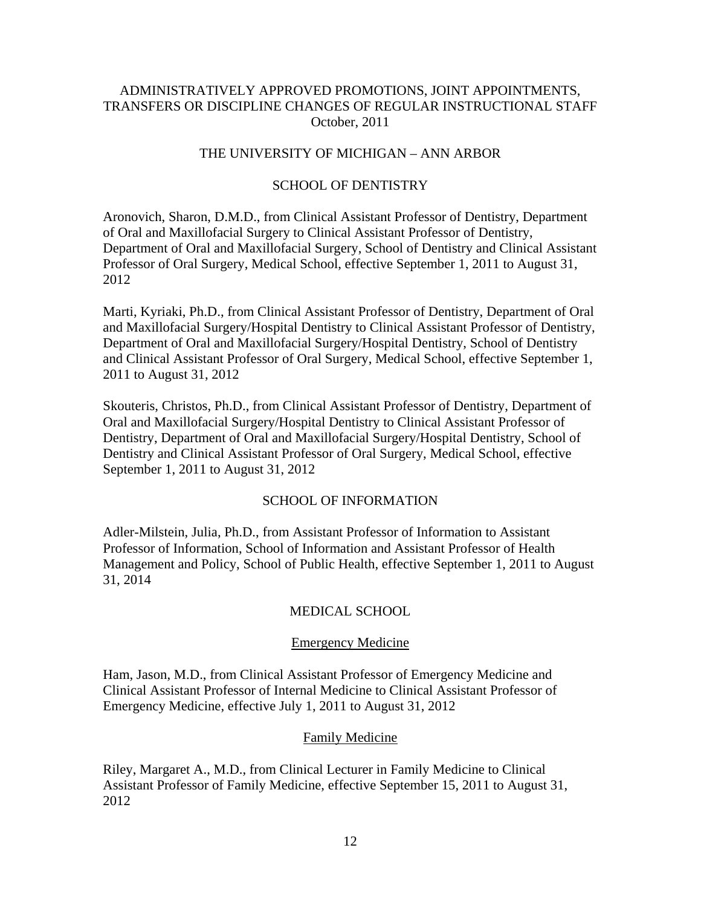# ADMINISTRATIVELY APPROVED PROMOTIONS, JOINT APPOINTMENTS, TRANSFERS OR DISCIPLINE CHANGES OF REGULAR INSTRUCTIONAL STAFF
October, 2011

## THE UNIVERSITY OF MICHIGAN – ANN ARBOR

### SCHOOL OF DENTISTRY

Aronovich, Sharon, D.M.D., from Clinical Assistant Professor of Dentistry, Department of Oral and Maxillofacial Surgery to Clinical Assistant Professor of Dentistry, Department of Oral and Maxillofacial Surgery, School of Dentistry and Clinical Assistant Professor of Oral Surgery, Medical School, effective September 1, 2011 to August 31, 2012

Marti, Kyriaki, Ph.D., from Clinical Assistant Professor of Dentistry, Department of Oral and Maxillofacial Surgery/Hospital Dentistry to Clinical Assistant Professor of Dentistry, Department of Oral and Maxillofacial Surgery/Hospital Dentistry, School of Dentistry and Clinical Assistant Professor of Oral Surgery, Medical School, effective September 1, 2011 to August 31, 2012

Skouteris, Christos, Ph.D., from Clinical Assistant Professor of Dentistry, Department of Oral and Maxillofacial Surgery/Hospital Dentistry to Clinical Assistant Professor of Dentistry, Department of Oral and Maxillofacial Surgery/Hospital Dentistry, School of Dentistry and Clinical Assistant Professor of Oral Surgery, Medical School, effective September 1, 2011 to August 31, 2012

### SCHOOL OF INFORMATION

Adler-Milstein, Julia, Ph.D., from Assistant Professor of Information to Assistant Professor of Information, School of Information and Assistant Professor of Health Management and Policy, School of Public Health, effective September 1, 2011 to August 31, 2014

### MEDICAL SCHOOL

#### Emergency Medicine

Ham, Jason, M.D., from Clinical Assistant Professor of Emergency Medicine and Clinical Assistant Professor of Internal Medicine to Clinical Assistant Professor of Emergency Medicine, effective July 1, 2011 to August 31, 2012

#### Family Medicine

Riley, Margaret A., M.D., from Clinical Lecturer in Family Medicine to Clinical Assistant Professor of Family Medicine, effective September 15, 2011 to August 31, 2012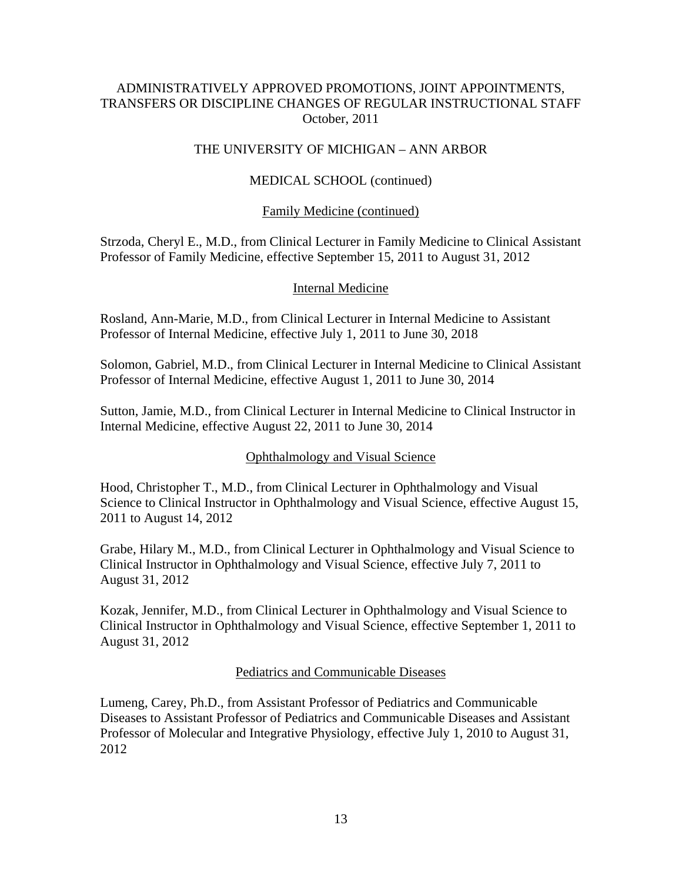# ADMINISTRATIVELY APPROVED PROMOTIONS, JOINT APPOINTMENTS, TRANSFERS OR DISCIPLINE CHANGES OF REGULAR INSTRUCTIONAL STAFF

October, 2011

## THE UNIVERSITY OF MICHIGAN – ANN ARBOR

### MEDICAL SCHOOL (continued)

#### Family Medicine (continued)

Strzoda, Cheryl E., M.D., from Clinical Lecturer in Family Medicine to Clinical Assistant Professor of Family Medicine, effective September 15, 2011 to August 31, 2012

#### Internal Medicine

Rosland, Ann-Marie, M.D., from Clinical Lecturer in Internal Medicine to Assistant Professor of Internal Medicine, effective July 1, 2011 to June 30, 2018

Solomon, Gabriel, M.D., from Clinical Lecturer in Internal Medicine to Clinical Assistant Professor of Internal Medicine, effective August 1, 2011 to June 30, 2014

Sutton, Jamie, M.D., from Clinical Lecturer in Internal Medicine to Clinical Instructor in Internal Medicine, effective August 22, 2011 to June 30, 2014

#### Ophthalmology and Visual Science

Hood, Christopher T., M.D., from Clinical Lecturer in Ophthalmology and Visual Science to Clinical Instructor in Ophthalmology and Visual Science, effective August 15, 2011 to August 14, 2012

Grabe, Hilary M., M.D., from Clinical Lecturer in Ophthalmology and Visual Science to Clinical Instructor in Ophthalmology and Visual Science, effective July 7, 2011 to August 31, 2012

Kozak, Jennifer, M.D., from Clinical Lecturer in Ophthalmology and Visual Science to Clinical Instructor in Ophthalmology and Visual Science, effective September 1, 2011 to August 31, 2012

#### Pediatrics and Communicable Diseases

Lumeng, Carey, Ph.D., from Assistant Professor of Pediatrics and Communicable Diseases to Assistant Professor of Pediatrics and Communicable Diseases and Assistant Professor of Molecular and Integrative Physiology, effective July 1, 2010 to August 31, 2012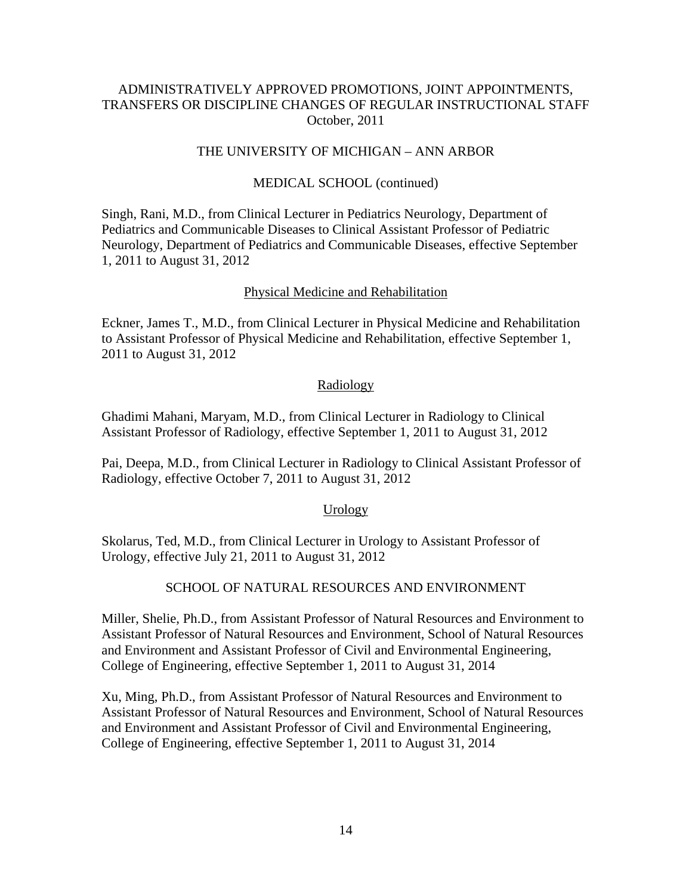ADMINISTRATIVELY APPROVED PROMOTIONS, JOINT APPOINTMENTS, TRANSFERS OR DISCIPLINE CHANGES OF REGULAR INSTRUCTIONAL STAFF
October, 2011

THE UNIVERSITY OF MICHIGAN – ANN ARBOR

MEDICAL SCHOOL (continued)

Singh, Rani, M.D., from Clinical Lecturer in Pediatrics Neurology, Department of Pediatrics and Communicable Diseases to Clinical Assistant Professor of Pediatric Neurology, Department of Pediatrics and Communicable Diseases, effective September 1, 2011 to August 31, 2012

Physical Medicine and Rehabilitation

Eckner, James T., M.D., from Clinical Lecturer in Physical Medicine and Rehabilitation to Assistant Professor of Physical Medicine and Rehabilitation, effective September 1, 2011 to August 31, 2012

Radiology

Ghadimi Mahani, Maryam, M.D., from Clinical Lecturer in Radiology to Clinical Assistant Professor of Radiology, effective September 1, 2011 to August 31, 2012

Pai, Deepa, M.D., from Clinical Lecturer in Radiology to Clinical Assistant Professor of Radiology, effective October 7, 2011 to August 31, 2012

Urology

Skolarus, Ted, M.D., from Clinical Lecturer in Urology to Assistant Professor of Urology, effective July 21, 2011 to August 31, 2012

SCHOOL OF NATURAL RESOURCES AND ENVIRONMENT

Miller, Shelie, Ph.D., from Assistant Professor of Natural Resources and Environment to Assistant Professor of Natural Resources and Environment, School of Natural Resources and Environment and Assistant Professor of Civil and Environmental Engineering, College of Engineering, effective September 1, 2011 to August 31, 2014

Xu, Ming, Ph.D., from Assistant Professor of Natural Resources and Environment to Assistant Professor of Natural Resources and Environment, School of Natural Resources and Environment and Assistant Professor of Civil and Environmental Engineering, College of Engineering, effective September 1, 2011 to August 31, 2014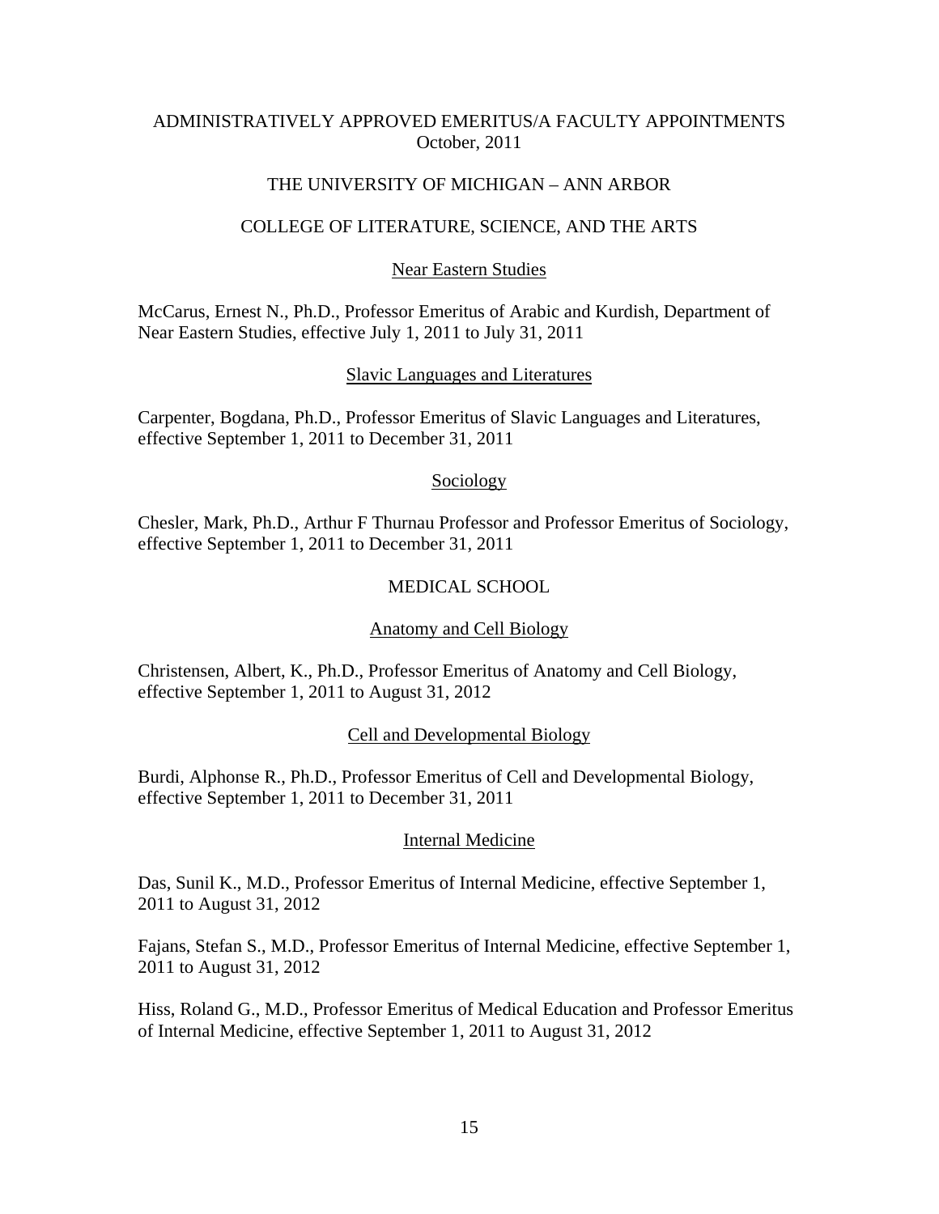# ADMINISTRATIVELY APPROVED EMERITUS/A FACULTY APPOINTMENTS
October, 2011

## THE UNIVERSITY OF MICHIGAN – ANN ARBOR

## COLLEGE OF LITERATURE, SCIENCE, AND THE ARTS

### Near Eastern Studies

McCarus, Ernest N., Ph.D., Professor Emeritus of Arabic and Kurdish, Department of Near Eastern Studies, effective July 1, 2011 to July 31, 2011

### Slavic Languages and Literatures

Carpenter, Bogdana, Ph.D., Professor Emeritus of Slavic Languages and Literatures, effective September 1, 2011 to December 31, 2011

### Sociology

Chesler, Mark, Ph.D., Arthur F Thurnau Professor and Professor Emeritus of Sociology, effective September 1, 2011 to December 31, 2011

## MEDICAL SCHOOL

### Anatomy and Cell Biology

Christensen, Albert, K., Ph.D., Professor Emeritus of Anatomy and Cell Biology, effective September 1, 2011 to August 31, 2012

### Cell and Developmental Biology

Burdi, Alphonse R., Ph.D., Professor Emeritus of Cell and Developmental Biology, effective September 1, 2011 to December 31, 2011

### Internal Medicine

Das, Sunil K., M.D., Professor Emeritus of Internal Medicine, effective September 1, 2011 to August 31, 2012

Fajans, Stefan S., M.D., Professor Emeritus of Internal Medicine, effective September 1, 2011 to August 31, 2012

Hiss, Roland G., M.D., Professor Emeritus of Medical Education and Professor Emeritus of Internal Medicine, effective September 1, 2011 to August 31, 2012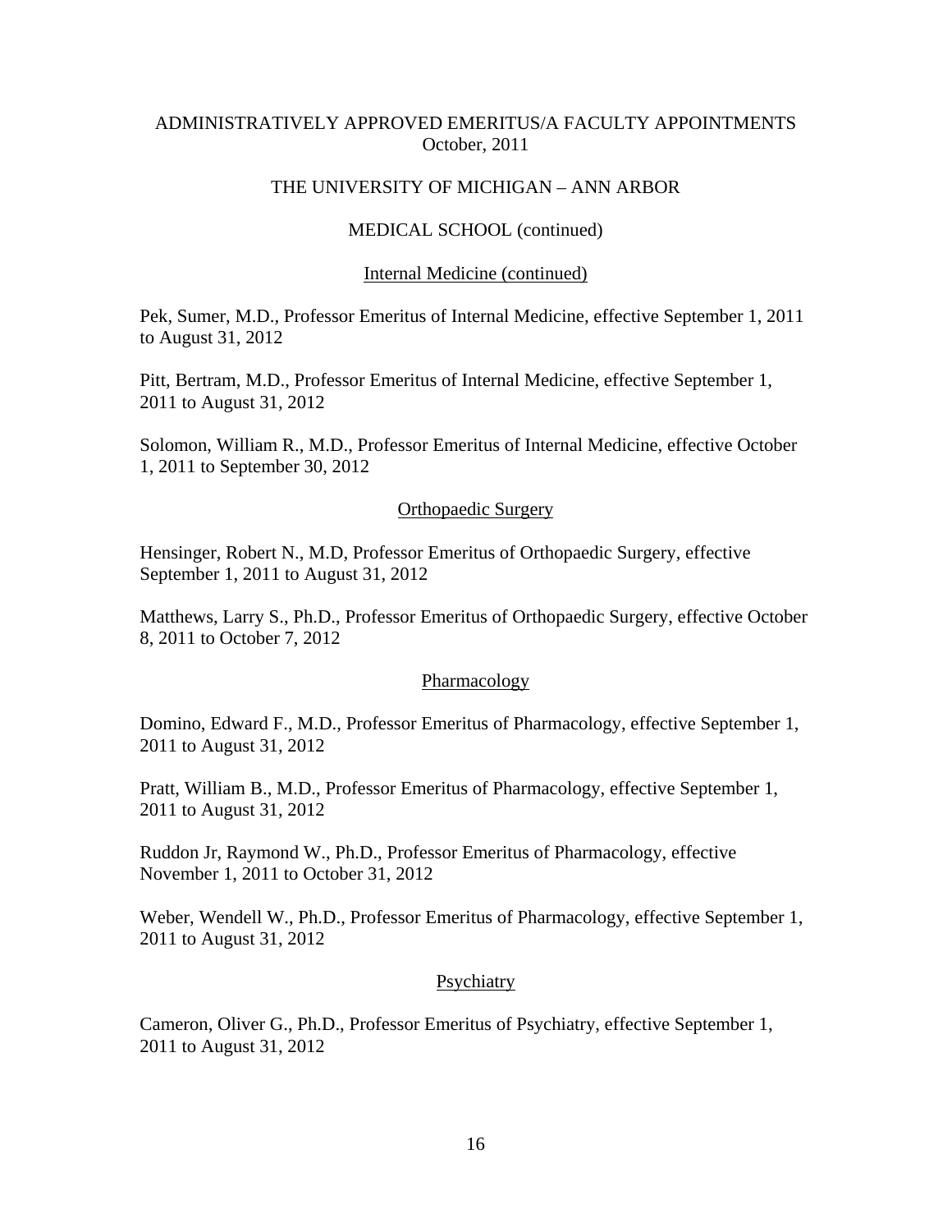ADMINISTRATIVELY APPROVED EMERITUS/A FACULTY APPOINTMENTS
October, 2011

THE UNIVERSITY OF MICHIGAN – ANN ARBOR

MEDICAL SCHOOL (continued)

Internal Medicine (continued)

Pek, Sumer, M.D., Professor Emeritus of Internal Medicine, effective September 1, 2011 to August 31, 2012

Pitt, Bertram, M.D., Professor Emeritus of Internal Medicine, effective September 1, 2011 to August 31, 2012

Solomon, William R., M.D., Professor Emeritus of Internal Medicine, effective October 1, 2011 to September 30, 2012

Orthopaedic Surgery

Hensinger, Robert N., M.D, Professor Emeritus of Orthopaedic Surgery, effective September 1, 2011 to August 31, 2012

Matthews, Larry S., Ph.D., Professor Emeritus of Orthopaedic Surgery, effective October 8, 2011 to October 7, 2012

Pharmacology

Domino, Edward F., M.D., Professor Emeritus of Pharmacology, effective September 1, 2011 to August 31, 2012

Pratt, William B., M.D., Professor Emeritus of Pharmacology, effective September 1, 2011 to August 31, 2012

Ruddon Jr, Raymond W., Ph.D., Professor Emeritus of Pharmacology, effective November 1, 2011 to October 31, 2012

Weber, Wendell W., Ph.D., Professor Emeritus of Pharmacology, effective September 1, 2011 to August 31, 2012

Psychiatry

Cameron, Oliver G., Ph.D., Professor Emeritus of Psychiatry, effective September 1, 2011 to August 31, 2012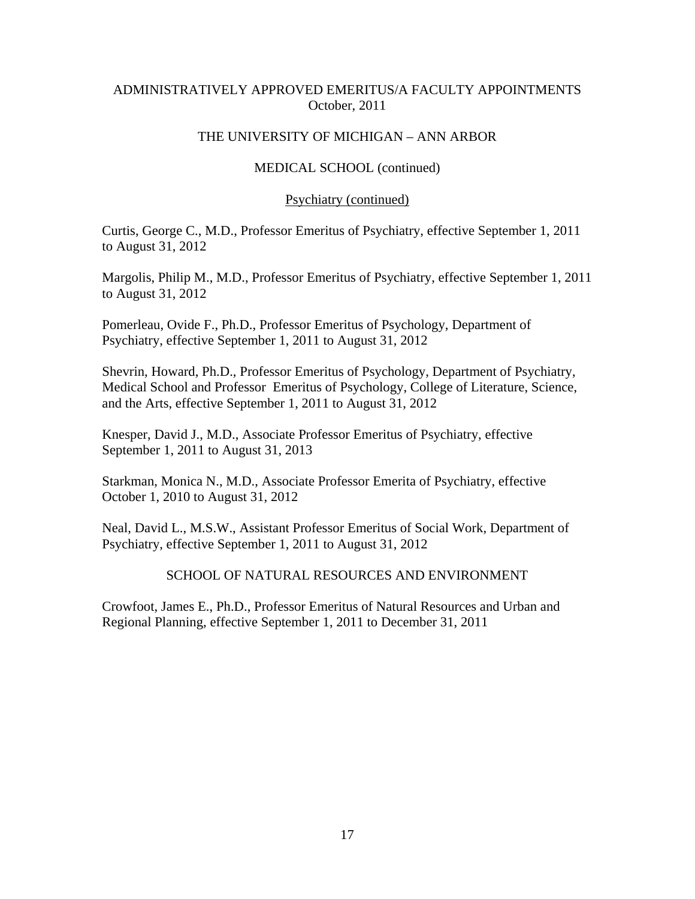ADMINISTRATIVELY APPROVED EMERITUS/A FACULTY APPOINTMENTS
October, 2011

THE UNIVERSITY OF MICHIGAN – ANN ARBOR

MEDICAL SCHOOL (continued)

Psychiatry (continued)

Curtis, George C., M.D., Professor Emeritus of Psychiatry, effective September 1, 2011 to August 31, 2012

Margolis, Philip M., M.D., Professor Emeritus of Psychiatry, effective September 1, 2011 to August 31, 2012

Pomerleau, Ovide F., Ph.D., Professor Emeritus of Psychology, Department of Psychiatry, effective September 1, 2011 to August 31, 2012

Shevrin, Howard, Ph.D., Professor Emeritus of Psychology, Department of Psychiatry, Medical School and Professor Emeritus of Psychology, College of Literature, Science, and the Arts, effective September 1, 2011 to August 31, 2012

Knesper, David J., M.D., Associate Professor Emeritus of Psychiatry, effective September 1, 2011 to August 31, 2013

Starkman, Monica N., M.D., Associate Professor Emerita of Psychiatry, effective October 1, 2010 to August 31, 2012

Neal, David L., M.S.W., Assistant Professor Emeritus of Social Work, Department of Psychiatry, effective September 1, 2011 to August 31, 2012

SCHOOL OF NATURAL RESOURCES AND ENVIRONMENT

Crowfoot, James E., Ph.D., Professor Emeritus of Natural Resources and Urban and Regional Planning, effective September 1, 2011 to December 31, 2011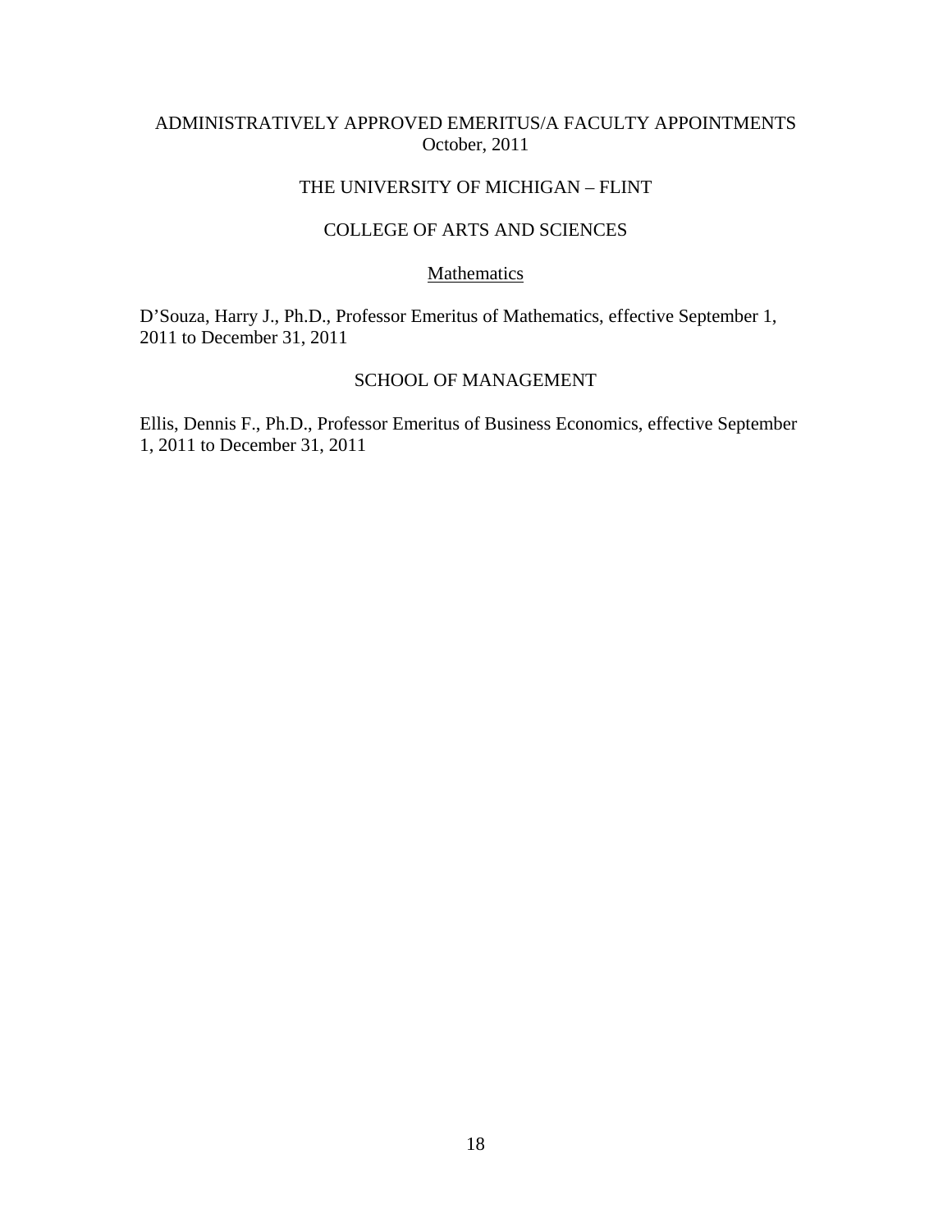# ADMINISTRATIVELY APPROVED EMERITUS/A FACULTY APPOINTMENTS
October, 2011

## THE UNIVERSITY OF MICHIGAN – FLINT

### COLLEGE OF ARTS AND SCIENCES

Mathematics

D'Souza, Harry J., Ph.D., Professor Emeritus of Mathematics, effective September 1, 2011 to December 31, 2011

### SCHOOL OF MANAGEMENT

Ellis, Dennis F., Ph.D., Professor Emeritus of Business Economics, effective September 1, 2011 to December 31, 2011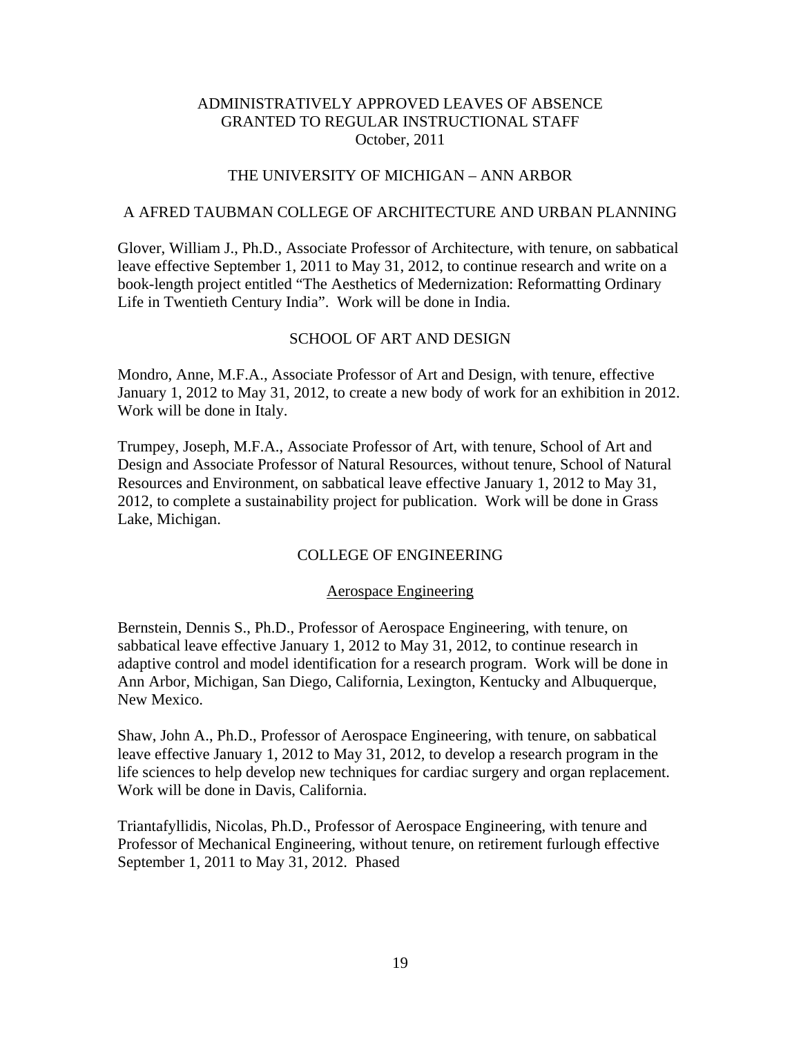# ADMINISTRATIVELY APPROVED LEAVES OF ABSENCE GRANTED TO REGULAR INSTRUCTIONAL STAFF

October, 2011

## THE UNIVERSITY OF MICHIGAN – ANN ARBOR

### A AFRED TAUBMAN COLLEGE OF ARCHITECTURE AND URBAN PLANNING

Glover, William J., Ph.D., Associate Professor of Architecture, with tenure, on sabbatical leave effective September 1, 2011 to May 31, 2012, to continue research and write on a book-length project entitled "The Aesthetics of Medernization: Reformatting Ordinary Life in Twentieth Century India". Work will be done in India.

### SCHOOL OF ART AND DESIGN

Mondro, Anne, M.F.A., Associate Professor of Art and Design, with tenure, effective January 1, 2012 to May 31, 2012, to create a new body of work for an exhibition in 2012. Work will be done in Italy.

Trumpey, Joseph, M.F.A., Associate Professor of Art, with tenure, School of Art and Design and Associate Professor of Natural Resources, without tenure, School of Natural Resources and Environment, on sabbatical leave effective January 1, 2012 to May 31, 2012, to complete a sustainability project for publication. Work will be done in Grass Lake, Michigan.

### COLLEGE OF ENGINEERING

#### Aerospace Engineering

Bernstein, Dennis S., Ph.D., Professor of Aerospace Engineering, with tenure, on sabbatical leave effective January 1, 2012 to May 31, 2012, to continue research in adaptive control and model identification for a research program. Work will be done in Ann Arbor, Michigan, San Diego, California, Lexington, Kentucky and Albuquerque, New Mexico.

Shaw, John A., Ph.D., Professor of Aerospace Engineering, with tenure, on sabbatical leave effective January 1, 2012 to May 31, 2012, to develop a research program in the life sciences to help develop new techniques for cardiac surgery and organ replacement. Work will be done in Davis, California.

Triantafyllidis, Nicolas, Ph.D., Professor of Aerospace Engineering, with tenure and Professor of Mechanical Engineering, without tenure, on retirement furlough effective September 1, 2011 to May 31, 2012. Phased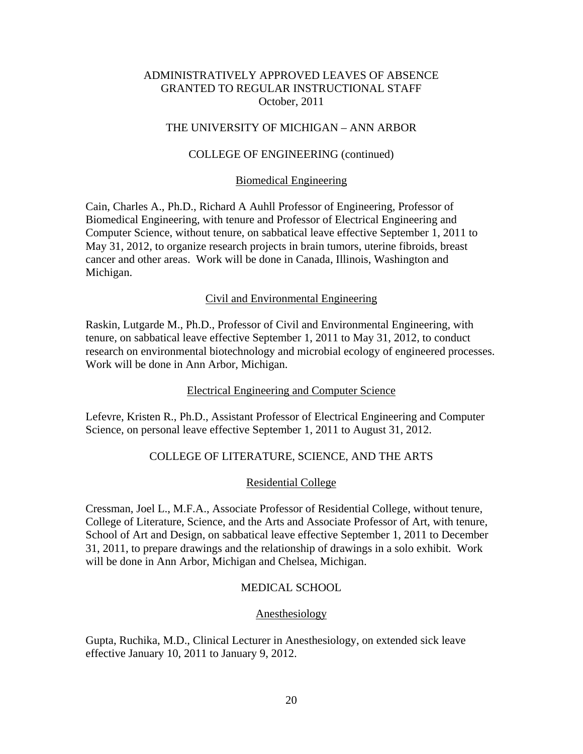# ADMINISTRATIVELY APPROVED LEAVES OF ABSENCE GRANTED TO REGULAR INSTRUCTIONAL STAFF
October, 2011

## THE UNIVERSITY OF MICHIGAN – ANN ARBOR

### COLLEGE OF ENGINEERING (continued)

#### Biomedical Engineering

Cain, Charles A., Ph.D., Richard A Auhll Professor of Engineering, Professor of Biomedical Engineering, with tenure and Professor of Electrical Engineering and Computer Science, without tenure, on sabbatical leave effective September 1, 2011 to May 31, 2012, to organize research projects in brain tumors, uterine fibroids, breast cancer and other areas. Work will be done in Canada, Illinois, Washington and Michigan.

#### Civil and Environmental Engineering

Raskin, Lutgarde M., Ph.D., Professor of Civil and Environmental Engineering, with tenure, on sabbatical leave effective September 1, 2011 to May 31, 2012, to conduct research on environmental biotechnology and microbial ecology of engineered processes. Work will be done in Ann Arbor, Michigan.

#### Electrical Engineering and Computer Science

Lefevre, Kristen R., Ph.D., Assistant Professor of Electrical Engineering and Computer Science, on personal leave effective September 1, 2011 to August 31, 2012.

### COLLEGE OF LITERATURE, SCIENCE, AND THE ARTS

#### Residential College

Cressman, Joel L., M.F.A., Associate Professor of Residential College, without tenure, College of Literature, Science, and the Arts and Associate Professor of Art, with tenure, School of Art and Design, on sabbatical leave effective September 1, 2011 to December 31, 2011, to prepare drawings and the relationship of drawings in a solo exhibit. Work will be done in Ann Arbor, Michigan and Chelsea, Michigan.

### MEDICAL SCHOOL

#### Anesthesiology

Gupta, Ruchika, M.D., Clinical Lecturer in Anesthesiology, on extended sick leave effective January 10, 2011 to January 9, 2012.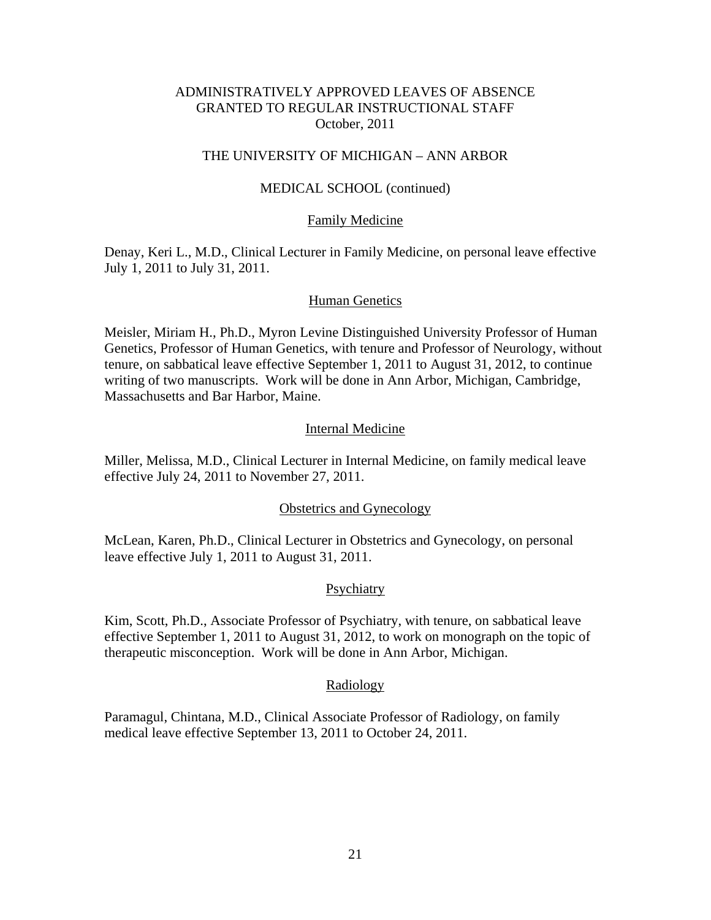# ADMINISTRATIVELY APPROVED LEAVES OF ABSENCE GRANTED TO REGULAR INSTRUCTIONAL STAFF
October, 2011

## THE UNIVERSITY OF MICHIGAN – ANN ARBOR

### MEDICAL SCHOOL (continued)

#### Family Medicine

Denay, Keri L., M.D., Clinical Lecturer in Family Medicine, on personal leave effective July 1, 2011 to July 31, 2011.

#### Human Genetics

Meisler, Miriam H., Ph.D., Myron Levine Distinguished University Professor of Human Genetics, Professor of Human Genetics, with tenure and Professor of Neurology, without tenure, on sabbatical leave effective September 1, 2011 to August 31, 2012, to continue writing of two manuscripts. Work will be done in Ann Arbor, Michigan, Cambridge, Massachusetts and Bar Harbor, Maine.

#### Internal Medicine

Miller, Melissa, M.D., Clinical Lecturer in Internal Medicine, on family medical leave effective July 24, 2011 to November 27, 2011.

#### Obstetrics and Gynecology

McLean, Karen, Ph.D., Clinical Lecturer in Obstetrics and Gynecology, on personal leave effective July 1, 2011 to August 31, 2011.

#### Psychiatry

Kim, Scott, Ph.D., Associate Professor of Psychiatry, with tenure, on sabbatical leave effective September 1, 2011 to August 31, 2012, to work on monograph on the topic of therapeutic misconception. Work will be done in Ann Arbor, Michigan.

#### Radiology

Paramagul, Chintana, M.D., Clinical Associate Professor of Radiology, on family medical leave effective September 13, 2011 to October 24, 2011.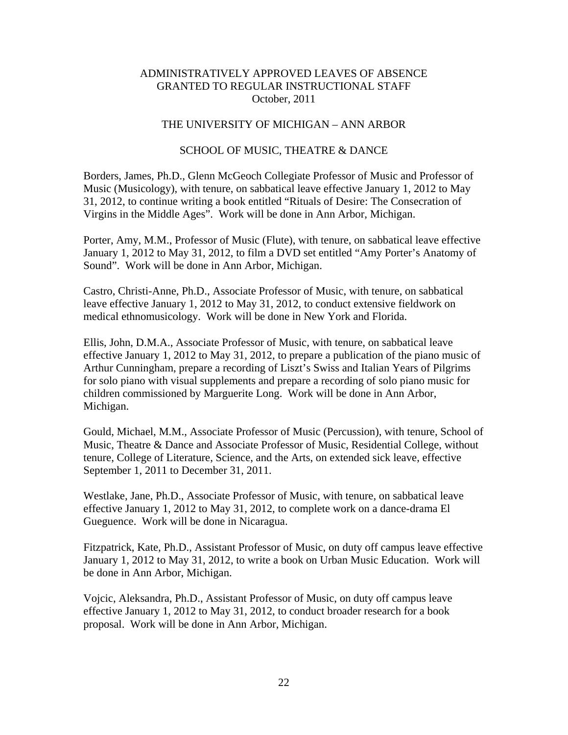# ADMINISTRATIVELY APPROVED LEAVES OF ABSENCE GRANTED TO REGULAR INSTRUCTIONAL STAFF

October, 2011

## THE UNIVERSITY OF MICHIGAN – ANN ARBOR

### SCHOOL OF MUSIC, THEATRE & DANCE

Borders, James, Ph.D., Glenn McGeoch Collegiate Professor of Music and Professor of Music (Musicology), with tenure, on sabbatical leave effective January 1, 2012 to May 31, 2012, to continue writing a book entitled "Rituals of Desire: The Consecration of Virgins in the Middle Ages". Work will be done in Ann Arbor, Michigan.

Porter, Amy, M.M., Professor of Music (Flute), with tenure, on sabbatical leave effective January 1, 2012 to May 31, 2012, to film a DVD set entitled "Amy Porter's Anatomy of Sound". Work will be done in Ann Arbor, Michigan.

Castro, Christi-Anne, Ph.D., Associate Professor of Music, with tenure, on sabbatical leave effective January 1, 2012 to May 31, 2012, to conduct extensive fieldwork on medical ethnomusicology. Work will be done in New York and Florida.

Ellis, John, D.M.A., Associate Professor of Music, with tenure, on sabbatical leave effective January 1, 2012 to May 31, 2012, to prepare a publication of the piano music of Arthur Cunningham, prepare a recording of Liszt's Swiss and Italian Years of Pilgrims for solo piano with visual supplements and prepare a recording of solo piano music for children commissioned by Marguerite Long. Work will be done in Ann Arbor, Michigan.

Gould, Michael, M.M., Associate Professor of Music (Percussion), with tenure, School of Music, Theatre & Dance and Associate Professor of Music, Residential College, without tenure, College of Literature, Science, and the Arts, on extended sick leave, effective September 1, 2011 to December 31, 2011.

Westlake, Jane, Ph.D., Associate Professor of Music, with tenure, on sabbatical leave effective January 1, 2012 to May 31, 2012, to complete work on a dance-drama El Gueguence. Work will be done in Nicaragua.

Fitzpatrick, Kate, Ph.D., Assistant Professor of Music, on duty off campus leave effective January 1, 2012 to May 31, 2012, to write a book on Urban Music Education. Work will be done in Ann Arbor, Michigan.

Vojcic, Aleksandra, Ph.D., Assistant Professor of Music, on duty off campus leave effective January 1, 2012 to May 31, 2012, to conduct broader research for a book proposal. Work will be done in Ann Arbor, Michigan.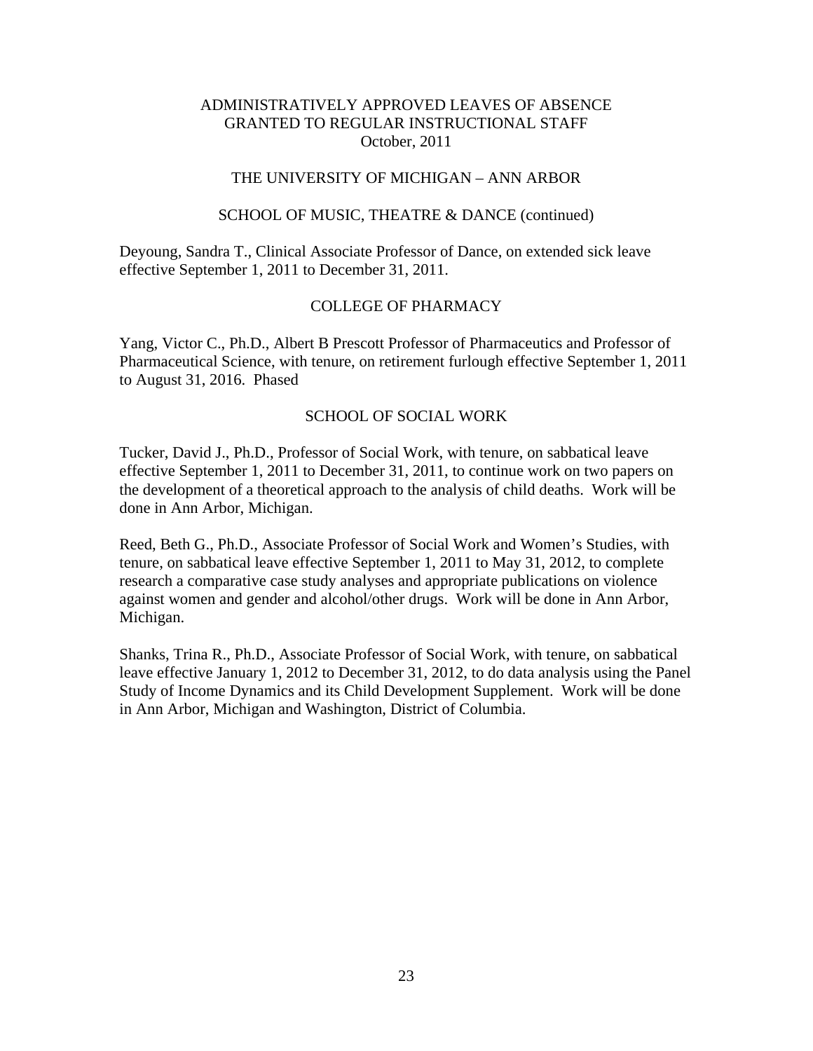# ADMINISTRATIVELY APPROVED LEAVES OF ABSENCE GRANTED TO REGULAR INSTRUCTIONAL STAFF

October, 2011

## THE UNIVERSITY OF MICHIGAN – ANN ARBOR

### SCHOOL OF MUSIC, THEATRE & DANCE (continued)

Deyoung, Sandra T., Clinical Associate Professor of Dance, on extended sick leave effective September 1, 2011 to December 31, 2011.

### COLLEGE OF PHARMACY

Yang, Victor C., Ph.D., Albert B Prescott Professor of Pharmaceutics and Professor of Pharmaceutical Science, with tenure, on retirement furlough effective September 1, 2011 to August 31, 2016. Phased

### SCHOOL OF SOCIAL WORK

Tucker, David J., Ph.D., Professor of Social Work, with tenure, on sabbatical leave effective September 1, 2011 to December 31, 2011, to continue work on two papers on the development of a theoretical approach to the analysis of child deaths. Work will be done in Ann Arbor, Michigan.

Reed, Beth G., Ph.D., Associate Professor of Social Work and Women's Studies, with tenure, on sabbatical leave effective September 1, 2011 to May 31, 2012, to complete research a comparative case study analyses and appropriate publications on violence against women and gender and alcohol/other drugs. Work will be done in Ann Arbor, Michigan.

Shanks, Trina R., Ph.D., Associate Professor of Social Work, with tenure, on sabbatical leave effective January 1, 2012 to December 31, 2012, to do data analysis using the Panel Study of Income Dynamics and its Child Development Supplement. Work will be done in Ann Arbor, Michigan and Washington, District of Columbia.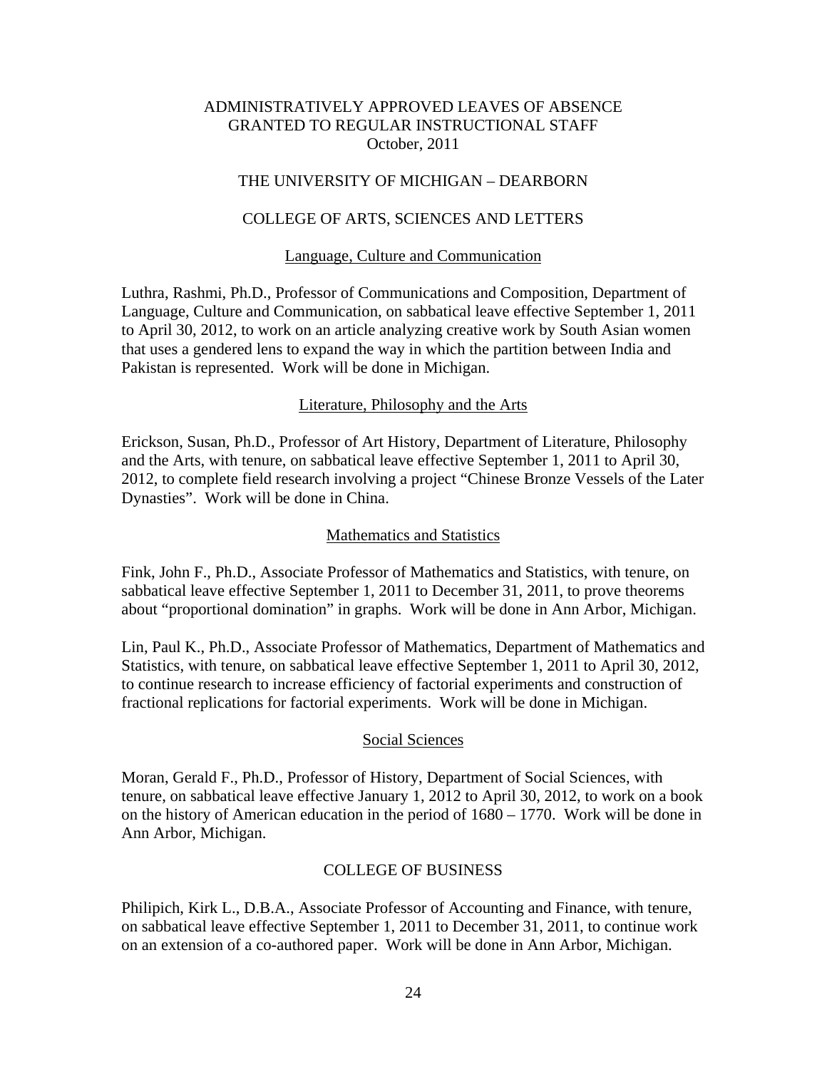# ADMINISTRATIVELY APPROVED LEAVES OF ABSENCE GRANTED TO REGULAR INSTRUCTIONAL STAFF

October, 2011

## THE UNIVERSITY OF MICHIGAN – DEARBORN

## COLLEGE OF ARTS, SCIENCES AND LETTERS

### Language, Culture and Communication

Luthra, Rashmi, Ph.D., Professor of Communications and Composition, Department of Language, Culture and Communication, on sabbatical leave effective September 1, 2011 to April 30, 2012, to work on an article analyzing creative work by South Asian women that uses a gendered lens to expand the way in which the partition between India and Pakistan is represented. Work will be done in Michigan.

### Literature, Philosophy and the Arts

Erickson, Susan, Ph.D., Professor of Art History, Department of Literature, Philosophy and the Arts, with tenure, on sabbatical leave effective September 1, 2011 to April 30, 2012, to complete field research involving a project "Chinese Bronze Vessels of the Later Dynasties". Work will be done in China.

### Mathematics and Statistics

Fink, John F., Ph.D., Associate Professor of Mathematics and Statistics, with tenure, on sabbatical leave effective September 1, 2011 to December 31, 2011, to prove theorems about "proportional domination" in graphs. Work will be done in Ann Arbor, Michigan.

Lin, Paul K., Ph.D., Associate Professor of Mathematics, Department of Mathematics and Statistics, with tenure, on sabbatical leave effective September 1, 2011 to April 30, 2012, to continue research to increase efficiency of factorial experiments and construction of fractional replications for factorial experiments. Work will be done in Michigan.

### Social Sciences

Moran, Gerald F., Ph.D., Professor of History, Department of Social Sciences, with tenure, on sabbatical leave effective January 1, 2012 to April 30, 2012, to work on a book on the history of American education in the period of 1680 – 1770. Work will be done in Ann Arbor, Michigan.

## COLLEGE OF BUSINESS

Philipich, Kirk L., D.B.A., Associate Professor of Accounting and Finance, with tenure, on sabbatical leave effective September 1, 2011 to December 31, 2011, to continue work on an extension of a co-authored paper. Work will be done in Ann Arbor, Michigan.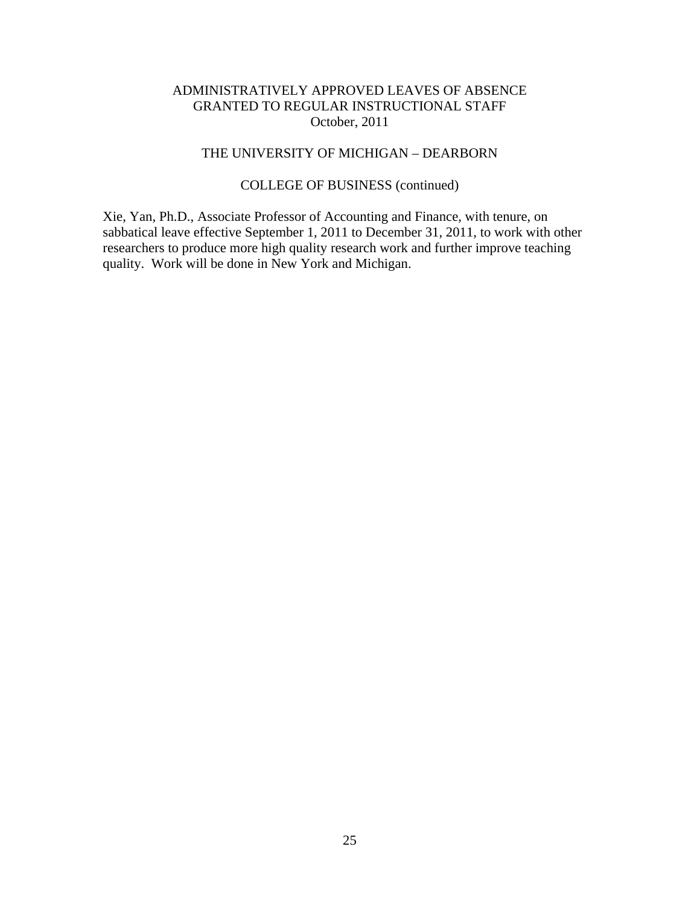ADMINISTRATIVELY APPROVED LEAVES OF ABSENCE
GRANTED TO REGULAR INSTRUCTIONAL STAFF
October, 2011

## THE UNIVERSITY OF MICHIGAN – DEARBORN

### COLLEGE OF BUSINESS (continued)

Xie, Yan, Ph.D., Associate Professor of Accounting and Finance, with tenure, on sabbatical leave effective September 1, 2011 to December 31, 2011, to work with other researchers to produce more high quality research work and further improve teaching quality. Work will be done in New York and Michigan.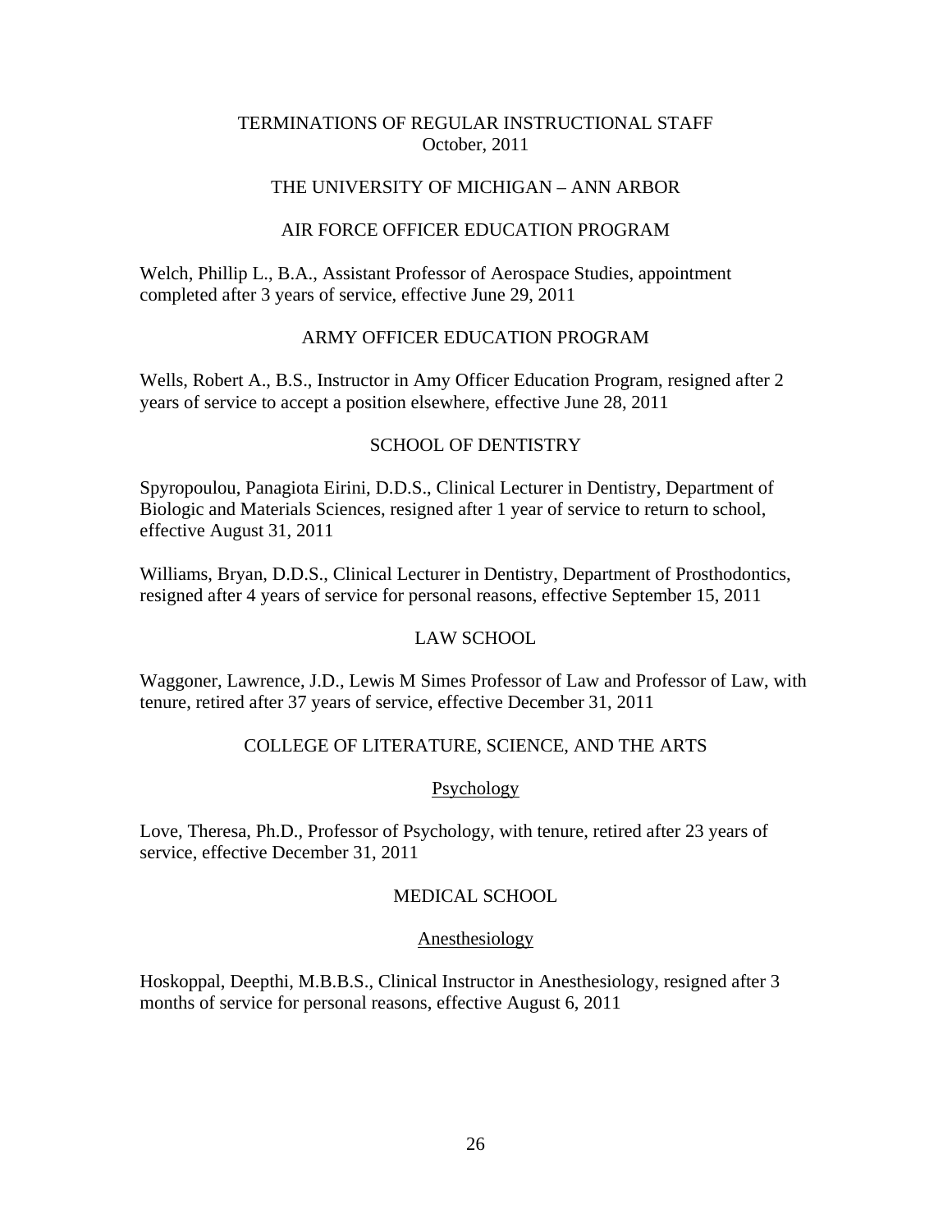# TERMINATIONS OF REGULAR INSTRUCTIONAL STAFF
October, 2011

## THE UNIVERSITY OF MICHIGAN – ANN ARBOR

### AIR FORCE OFFICER EDUCATION PROGRAM

Welch, Phillip L., B.A., Assistant Professor of Aerospace Studies, appointment completed after 3 years of service, effective June 29, 2011

### ARMY OFFICER EDUCATION PROGRAM

Wells, Robert A., B.S., Instructor in Amy Officer Education Program, resigned after 2 years of service to accept a position elsewhere, effective June 28, 2011

### SCHOOL OF DENTISTRY

Spyropoulou, Panagiota Eirini, D.D.S., Clinical Lecturer in Dentistry, Department of Biologic and Materials Sciences, resigned after 1 year of service to return to school, effective August 31, 2011

Williams, Bryan, D.D.S., Clinical Lecturer in Dentistry, Department of Prosthodontics, resigned after 4 years of service for personal reasons, effective September 15, 2011

### LAW SCHOOL

Waggoner, Lawrence, J.D., Lewis M Simes Professor of Law and Professor of Law, with tenure, retired after 37 years of service, effective December 31, 2011

### COLLEGE OF LITERATURE, SCIENCE, AND THE ARTS

#### Psychology

Love, Theresa, Ph.D., Professor of Psychology, with tenure, retired after 23 years of service, effective December 31, 2011

### MEDICAL SCHOOL

#### Anesthesiology

Hoskoppal, Deepthi, M.B.B.S., Clinical Instructor in Anesthesiology, resigned after 3 months of service for personal reasons, effective August 6, 2011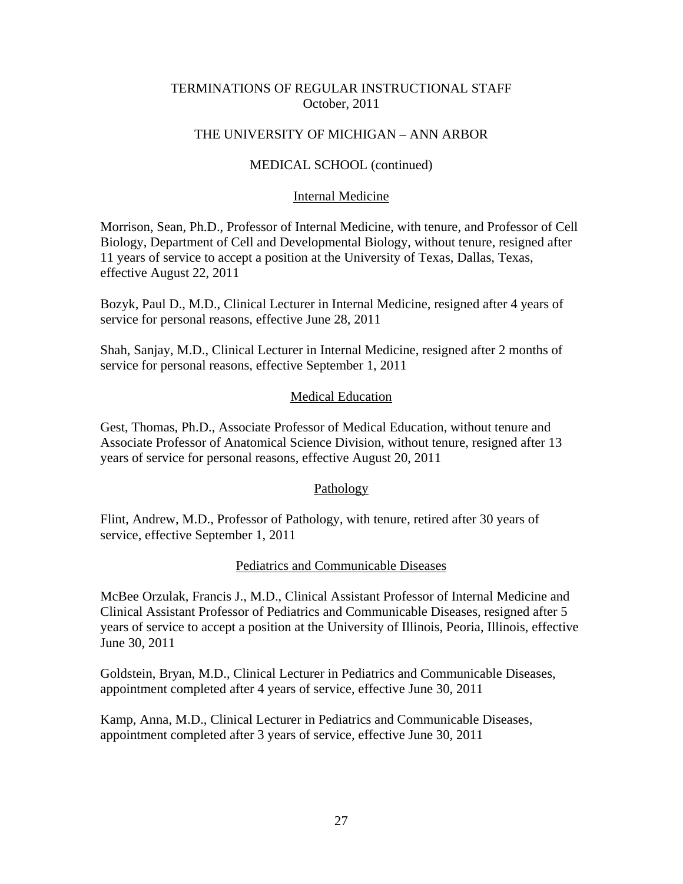# TERMINATIONS OF REGULAR INSTRUCTIONAL STAFF
October, 2011

## THE UNIVERSITY OF MICHIGAN – ANN ARBOR

## MEDICAL SCHOOL (continued)

### Internal Medicine

Morrison, Sean, Ph.D., Professor of Internal Medicine, with tenure, and Professor of Cell Biology, Department of Cell and Developmental Biology, without tenure, resigned after 11 years of service to accept a position at the University of Texas, Dallas, Texas, effective August 22, 2011

Bozyk, Paul D., M.D., Clinical Lecturer in Internal Medicine, resigned after 4 years of service for personal reasons, effective June 28, 2011

Shah, Sanjay, M.D., Clinical Lecturer in Internal Medicine, resigned after 2 months of service for personal reasons, effective September 1, 2011

### Medical Education

Gest, Thomas, Ph.D., Associate Professor of Medical Education, without tenure and Associate Professor of Anatomical Science Division, without tenure, resigned after 13 years of service for personal reasons, effective August 20, 2011

### Pathology

Flint, Andrew, M.D., Professor of Pathology, with tenure, retired after 30 years of service, effective September 1, 2011

### Pediatrics and Communicable Diseases

McBee Orzulak, Francis J., M.D., Clinical Assistant Professor of Internal Medicine and Clinical Assistant Professor of Pediatrics and Communicable Diseases, resigned after 5 years of service to accept a position at the University of Illinois, Peoria, Illinois, effective June 30, 2011

Goldstein, Bryan, M.D., Clinical Lecturer in Pediatrics and Communicable Diseases, appointment completed after 4 years of service, effective June 30, 2011

Kamp, Anna, M.D., Clinical Lecturer in Pediatrics and Communicable Diseases, appointment completed after 3 years of service, effective June 30, 2011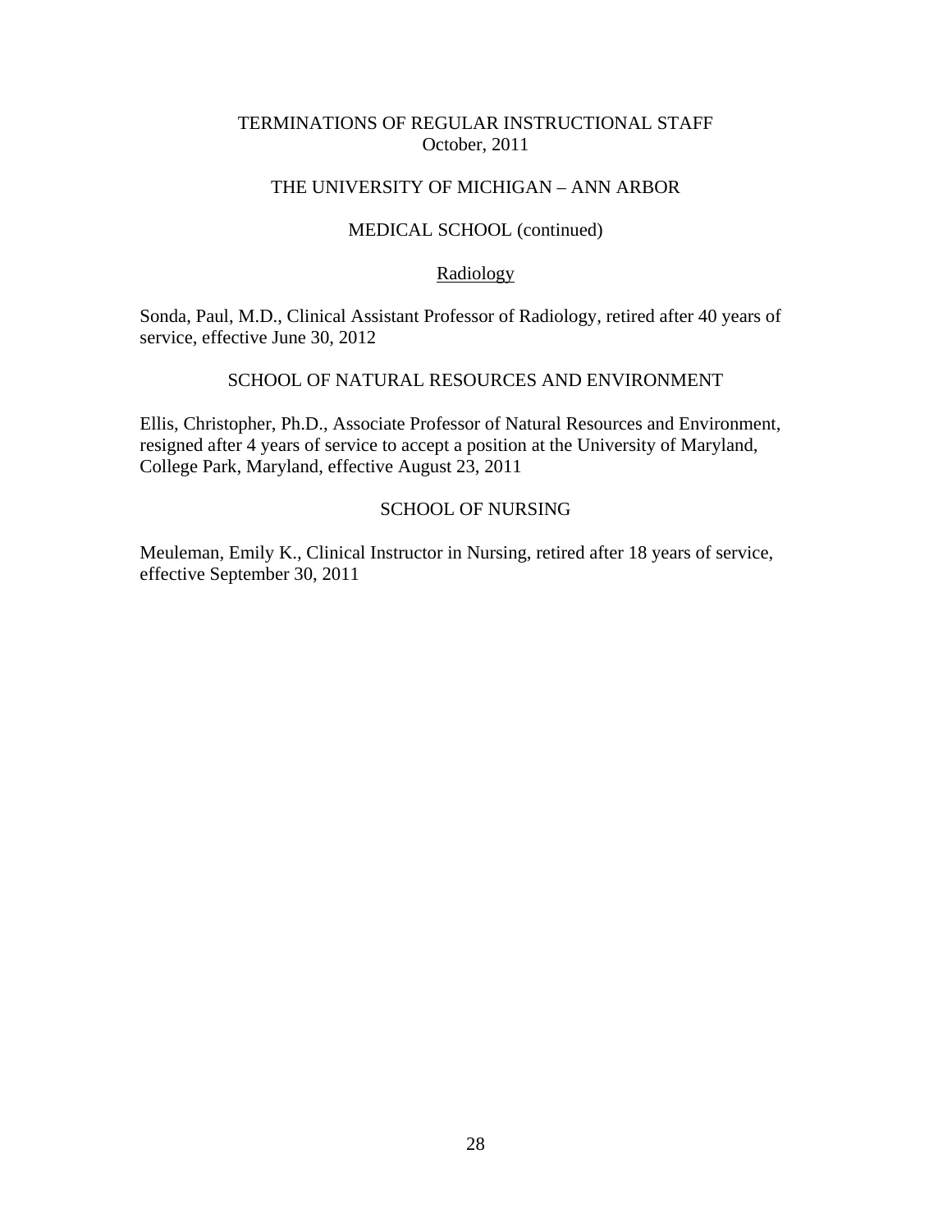# TERMINATIONS OF REGULAR INSTRUCTIONAL STAFF
October, 2011

## THE UNIVERSITY OF MICHIGAN – ANN ARBOR

### MEDICAL SCHOOL (continued)

#### Radiology

Sonda, Paul, M.D., Clinical Assistant Professor of Radiology, retired after 40 years of service, effective June 30, 2012

### SCHOOL OF NATURAL RESOURCES AND ENVIRONMENT

Ellis, Christopher, Ph.D., Associate Professor of Natural Resources and Environment, resigned after 4 years of service to accept a position at the University of Maryland, College Park, Maryland, effective August 23, 2011

### SCHOOL OF NURSING

Meuleman, Emily K., Clinical Instructor in Nursing, retired after 18 years of service, effective September 30, 2011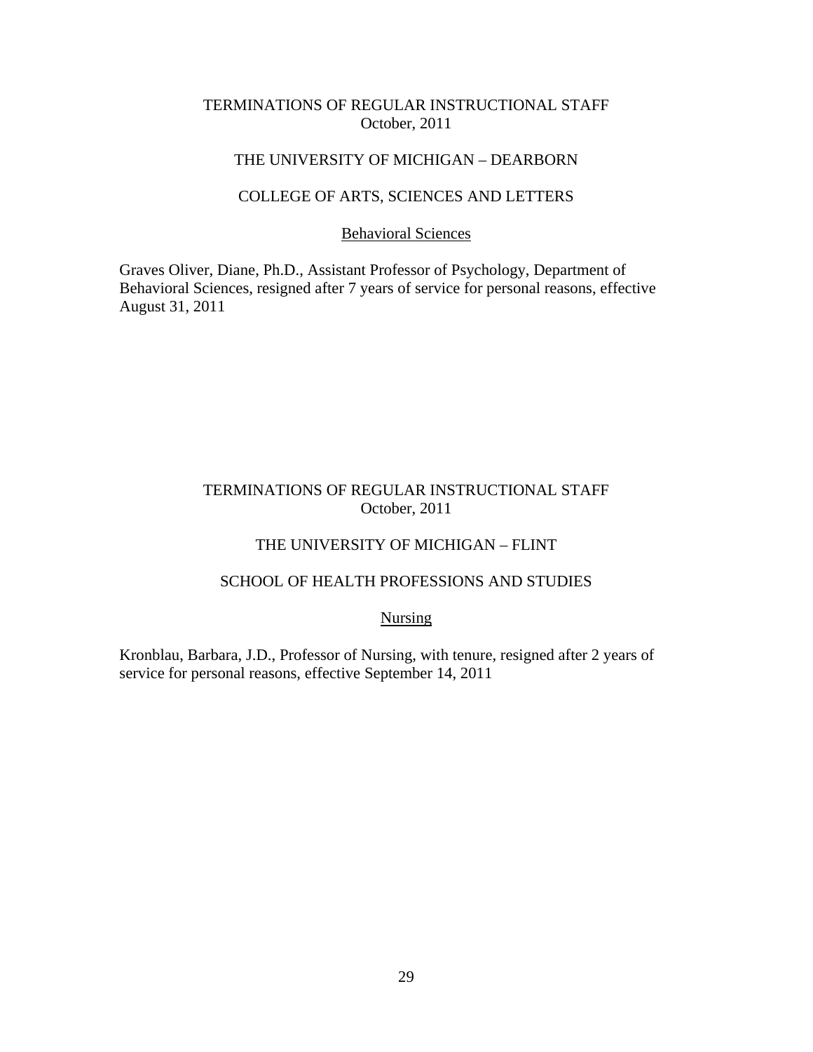## TERMINATIONS OF REGULAR INSTRUCTIONAL STAFF
October, 2011

### THE UNIVERSITY OF MICHIGAN – DEARBORN

### COLLEGE OF ARTS, SCIENCES AND LETTERS

#### Behavioral Sciences

Graves Oliver, Diane, Ph.D., Assistant Professor of Psychology, Department of Behavioral Sciences, resigned after 7 years of service for personal reasons, effective August 31, 2011

## TERMINATIONS OF REGULAR INSTRUCTIONAL STAFF
October, 2011

### THE UNIVERSITY OF MICHIGAN – FLINT

### SCHOOL OF HEALTH PROFESSIONS AND STUDIES

#### Nursing

Kronblau, Barbara, J.D., Professor of Nursing, with tenure, resigned after 2 years of service for personal reasons, effective September 14, 2011